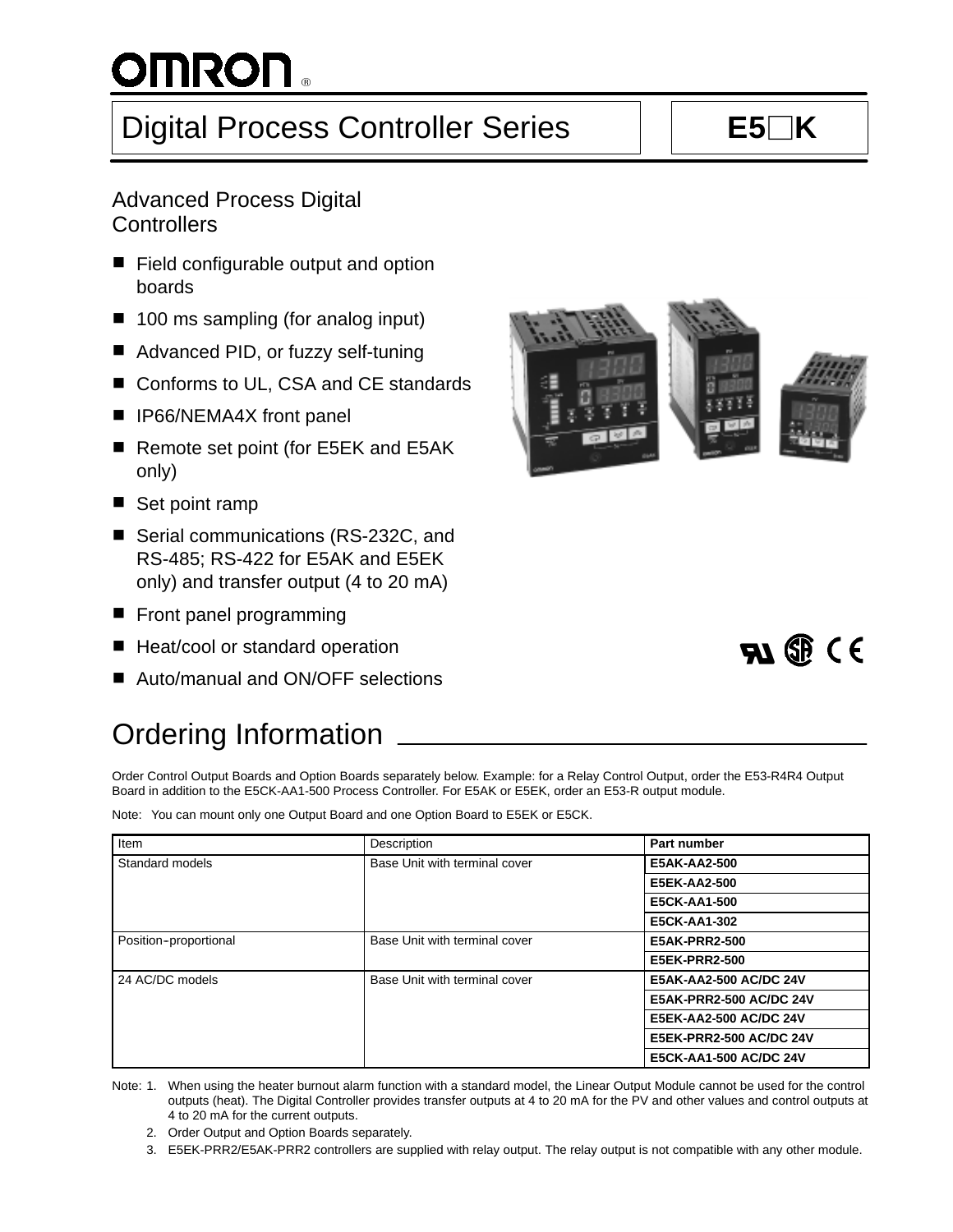# Digital Process Controller Series

# E5□K

## Advanced Process Digital Controllers

- Field configurable output and option boards
- 100 ms sampling (for analog input)
- Advanced PID, or fuzzy self-tuning
- Conforms to UL, CSA and CE standards
- IP66/NEMA4X front panel
- Remote set point (for E5EK and E5AK only)
- Set point ramp
- Serial communications (RS-232C, and RS-485; RS-422 for E5AK and E5EK only) and transfer output (4 to 20 mA)
- Front panel programming
- Heat/cool or standard operation
- Auto/manual and ON/OFF selections

## Ordering Information

Order Control Output Boards and Option Boards separately below. Example: for a Relay Control Output, order the E53-R4R4 Output Board in addition to the E5CK-AA1-500 Process Controller. For E5AK or E5EK, order an E53-R output module.

Note: You can mount only one Output Board and one Option Board to E5EK or E5CK.

| Item | Description | Part number |
|---|---|---|
| Standard models | Base Unit with terminal cover | **E5AK-AA2-500** |
| | | **E5EK-AA2-500** |
| | | **E5CK-AA1-500** |
| | | **E5CK-AA1-302** |
| Position-proportional | Base Unit with terminal cover | **E5AK-PRR2-500** |
| | | **E5EK-PRR2-500** |
| 24 AC/DC models | Base Unit with terminal cover | **E5AK-AA2-500 AC/DC 24V** |
| | | **E5AK-PRR2-500 AC/DC 24V** |
| | | **E5EK-AA2-500 AC/DC 24V** |
| | | **E5EK-PRR2-500 AC/DC 24V** |
| | | **E5CK-AA1-500 AC/DC 24V** |

Note: 1. When using the heater burnout alarm function with a standard model, the Linear Output Module cannot be used for the control outputs (heat). The Digital Controller provides transfer outputs at 4 to 20 mA for the PV and other values and control outputs at 4 to 20 mA for the current outputs.

2. Order Output and Option Boards separately.

3. E5EK-PRR2/E5AK-PRR2 controllers are supplied with relay output. The relay output is not compatible with any other module.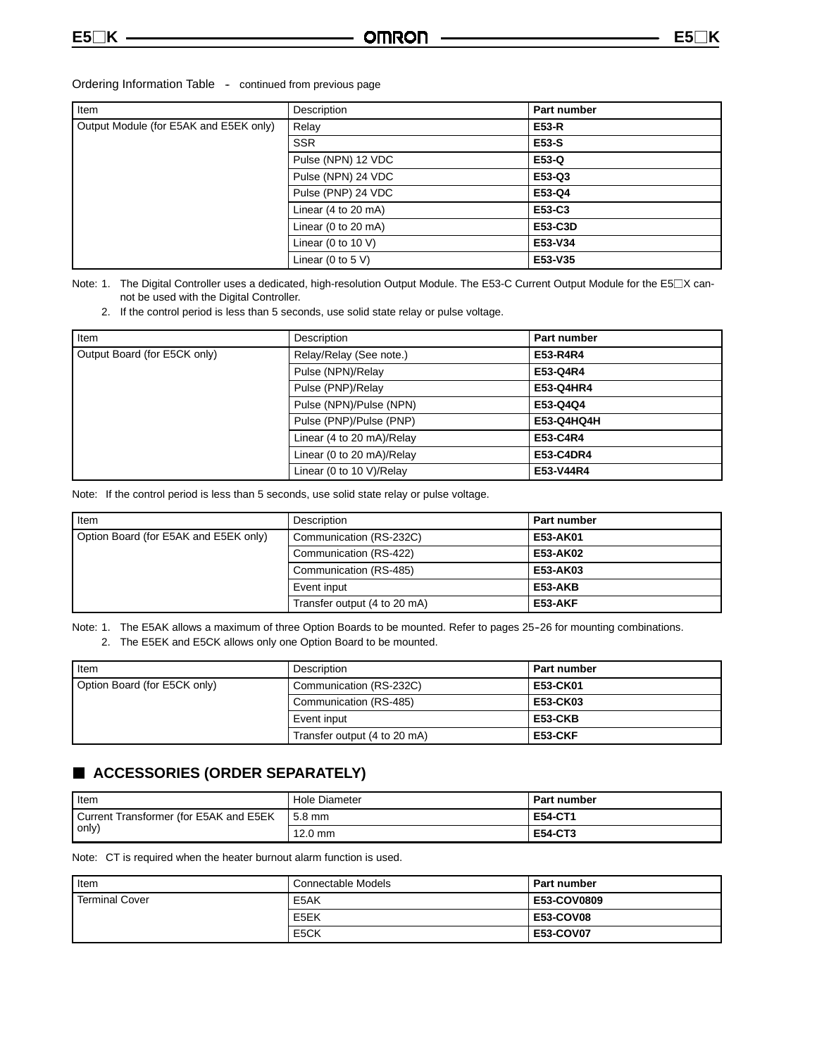Ordering Information Table - continued from previous page

| Item | Description | Part number |
|---|---|---|
| Output Module (for E5AK and E5EK only) | Relay | **E53-R** |
| | SSR | **E53-S** |
| | Pulse (NPN) 12 VDC | **E53-Q** |
| | Pulse (NPN) 24 VDC | **E53-Q3** |
| | Pulse (PNP) 24 VDC | **E53-Q4** |
| | Linear (4 to 20 mA) | **E53-C3** |
| | Linear (0 to 20 mA) | **E53-C3D** |
| | Linear (0 to 10 V) | **E53-V34** |
| | Linear (0 to 5 V) | **E53-V35** |

Note: 1. The Digital Controller uses a dedicated, high-resolution Output Module. The E53-C Current Output Module for the E5☐X cannot be used with the Digital Controller.

2. If the control period is less than 5 seconds, use solid state relay or pulse voltage.

| Item | Description | Part number |
|---|---|---|
| Output Board (for E5CK only) | Relay/Relay (See note.) | **E53-R4R4** |
| | Pulse (NPN)/Relay | **E53-Q4R4** |
| | Pulse (PNP)/Relay | **E53-Q4HR4** |
| | Pulse (NPN)/Pulse (NPN) | **E53-Q4Q4** |
| | Pulse (PNP)/Pulse (PNP) | **E53-Q4HQ4H** |
| | Linear (4 to 20 mA)/Relay | **E53-C4R4** |
| | Linear (0 to 20 mA)/Relay | **E53-C4DR4** |
| | Linear (0 to 10 V)/Relay | **E53-V44R4** |

Note: If the control period is less than 5 seconds, use solid state relay or pulse voltage.

| Item | Description | Part number |
|---|---|---|
| Option Board (for E5AK and E5EK only) | Communication (RS-232C) | **E53-AK01** |
| | Communication (RS-422) | **E53-AK02** |
| | Communication (RS-485) | **E53-AK03** |
| | Event input | **E53-AKB** |
| | Transfer output (4 to 20 mA) | **E53-AKF** |

Note: 1. The E5AK allows a maximum of three Option Boards to be mounted. Refer to pages 25-26 for mounting combinations.

2. The E5EK and E5CK allows only one Option Board to be mounted.

| Item | Description | Part number |
|---|---|---|
| Option Board (for E5CK only) | Communication (RS-232C) | **E53-CK01** |
| | Communication (RS-485) | **E53-CK03** |
| | Event input | **E53-CKB** |
| | Transfer output (4 to 20 mA) | **E53-CKF** |

## ACCESSORIES (ORDER SEPARATELY)

| Item | Hole Diameter | Part number |
|---|---|---|
| Current Transformer (for E5AK and E5EK only) | 5.8 mm | **E54-CT1** |
| | 12.0 mm | **E54-CT3** |

Note: CT is required when the heater burnout alarm function is used.

| Item | Connectable Models | Part number |
|---|---|---|
| Terminal Cover | E5AK | **E53-COV0809** |
| | E5EK | **E53-COV08** |
| | E5CK | **E53-COV07** |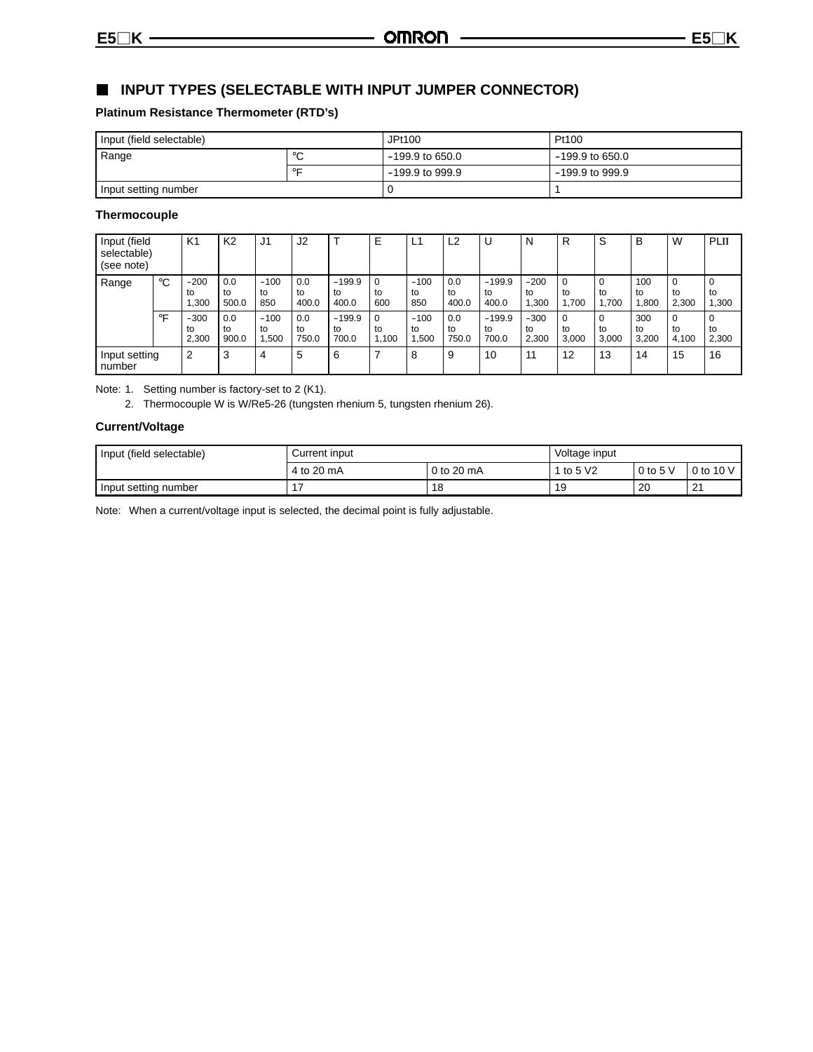## INPUT TYPES (SELECTABLE WITH INPUT JUMPER CONNECTOR)

### Platinum Resistance Thermometer (RTD's)

| Input (field selectable) | | JPt100 | Pt100 |
|---|---|---|---|
| Range | °C | –199.9 to 650.0 | –199.9 to 650.0 |
| | °F | –199.9 to 999.9 | –199.9 to 999.9 |
| Input setting number | | 0 | 1 |

### Thermocouple

| Input (field selectable) (see note) | | K1 | K2 | J1 | J2 | T | E | L1 | L2 | U | N | R | S | B | W | PLII |
|---|---|---|---|---|---|---|---|---|---|---|---|---|---|---|---|---|
| Range | °C | –200 to 1,300 | 0.0 to 500.0 | –100 to 850 | 0.0 to 400.0 | –199.9 to 400.0 | 0 to 600 | –100 to 850 | 0.0 to 400.0 | –199.9 to 400.0 | –200 to 1,300 | 0 to 1,700 | 0 to 1,700 | 100 to 1,800 | 0 to 2,300 | 0 to 1,300 |
| | °F | –300 to 2,300 | 0.0 to 900.0 | –100 to 1,500 | 0.0 to 750.0 | –199.9 to 700.0 | 0 to 1,100 | –100 to 1,500 | 0.0 to 750.0 | –199.9 to 700.0 | –300 to 2,300 | 0 to 3,000 | 0 to 3,000 | 300 to 3,200 | 0 to 4,100 | 0 to 2,300 |
| Input setting number | | 2 | 3 | 4 | 5 | 6 | 7 | 8 | 9 | 10 | 11 | 12 | 13 | 14 | 15 | 16 |

Note: 1. Setting number is factory-set to 2 (K1).

2. Thermocouple W is W/Re5-26 (tungsten rhenium 5, tungsten rhenium 26).

### Current/Voltage

| Input (field selectable) | Current input | | Voltage input | | |
|---|---|---|---|---|---|
| | 4 to 20 mA | 0 to 20 mA | 1 to 5 V2 | 0 to 5 V | 0 to 10 V |
| Input setting number | 17 | 18 | 19 | 20 | 21 |

Note: When a current/voltage input is selected, the decimal point is fully adjustable.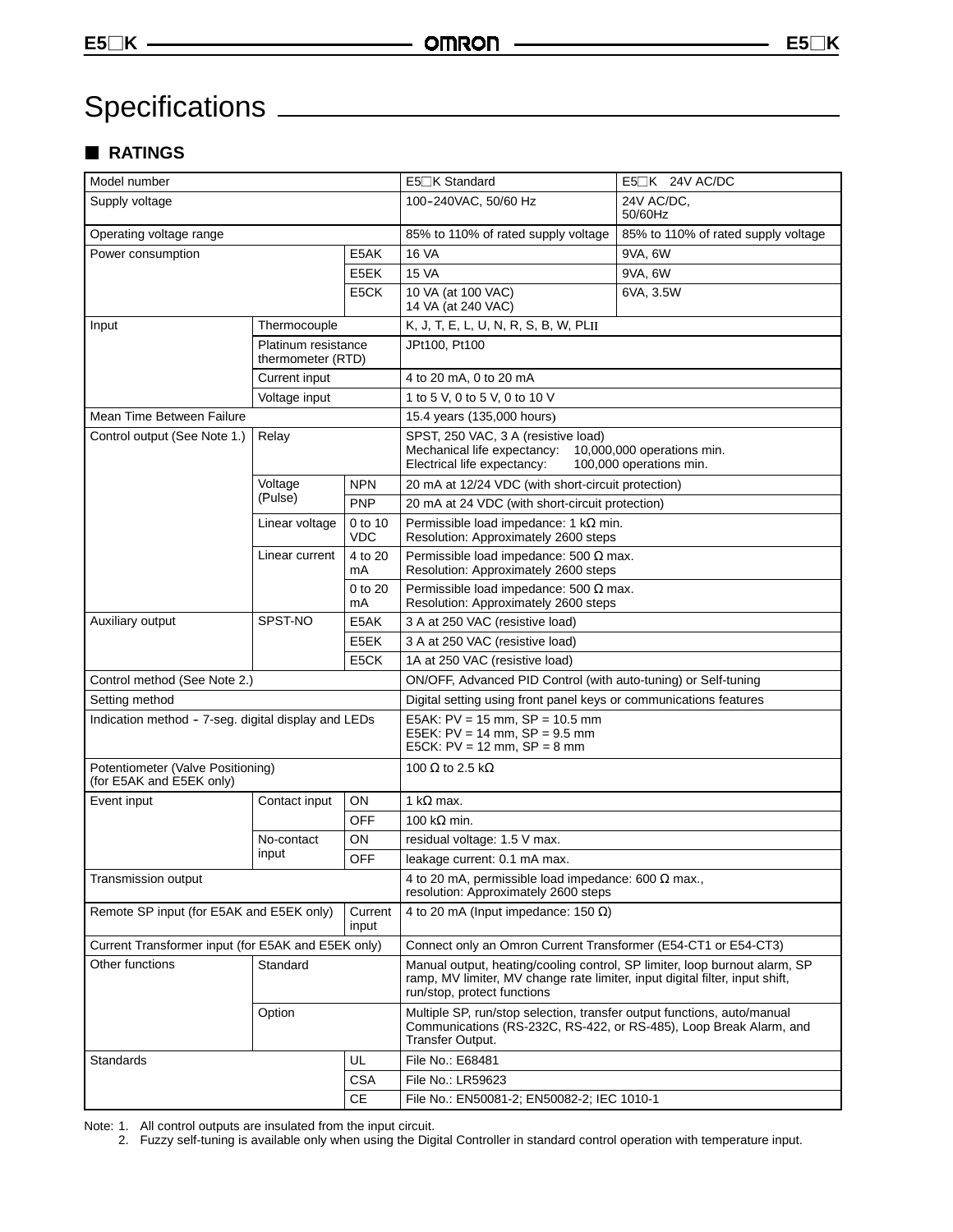# Specifications

## RATINGS

| Model number | | | E5□K Standard | E5□K 24V AC/DC |
|---|---|---|---|---|
| Supply voltage | | | 100–240VAC, 50/60 Hz | 24V AC/DC, 50/60Hz |
| Operating voltage range | | | 85% to 110% of rated supply voltage | 85% to 110% of rated supply voltage |
| Power consumption | | E5AK | 16 VA | 9VA, 6W |
| | | E5EK | 15 VA | 9VA, 6W |
| | | E5CK | 10 VA (at 100 VAC)<br>14 VA (at 240 VAC) | 6VA, 3.5W |
| Input | Thermocouple | | K, J, T, E, L, U, N, R, S, B, W, PLII | |
| | Platinum resistance thermometer (RTD) | | JPt100, Pt100 | |
| | Current input | | 4 to 20 mA, 0 to 20 mA | |
| | Voltage input | | 1 to 5 V, 0 to 5 V, 0 to 10 V | |
| Mean Time Between Failure | | | 15.4 years (135,000 hours) | |
| Control output (See Note 1.) | Relay | | SPST, 250 VAC, 3 A (resistive load)<br>Mechanical life expectancy: 10,000,000 operations min.<br>Electrical life expectancy: 100,000 operations min. | |
| | Voltage (Pulse) | NPN | 20 mA at 12/24 VDC (with short-circuit protection) | |
| | | PNP | 20 mA at 24 VDC (with short-circuit protection) | |
| | Linear voltage | 0 to 10 VDC | Permissible load impedance: 1 kΩ min.<br>Resolution: Approximately 2600 steps | |
| | Linear current | 4 to 20 mA | Permissible load impedance: 500 Ω max.<br>Resolution: Approximately 2600 steps | |
| | | 0 to 20 mA | Permissible load impedance: 500 Ω max.<br>Resolution: Approximately 2600 steps | |
| Auxiliary output | SPST-NO | E5AK | 3 A at 250 VAC (resistive load) | |
| | | E5EK | 3 A at 250 VAC (resistive load) | |
| | | E5CK | 1A at 250 VAC (resistive load) | |
| Control method (See Note 2.) | | | ON/OFF, Advanced PID Control (with auto-tuning) or Self-tuning | |
| Setting method | | | Digital setting using front panel keys or communications features | |
| Indication method – 7-seg. digital display and LEDs | | | E5AK: PV = 15 mm, SP = 10.5 mm<br>E5EK: PV = 14 mm, SP = 9.5 mm<br>E5CK: PV = 12 mm, SP = 8 mm | |
| Potentiometer (Valve Positioning) (for E5AK and E5EK only) | | | 100 Ω to 2.5 kΩ | |
| Event input | Contact input | ON | 1 kΩ max. | |
| | | OFF | 100 kΩ min. | |
| | No-contact input | ON | residual voltage: 1.5 V max. | |
| | | OFF | leakage current: 0.1 mA max. | |
| Transmission output | | | 4 to 20 mA, permissible load impedance: 600 Ω max., resolution: Approximately 2600 steps | |
| Remote SP input (for E5AK and E5EK only) | | Current input | 4 to 20 mA (Input impedance: 150 Ω) | |
| Current Transformer input (for E5AK and E5EK only) | | | Connect only an Omron Current Transformer (E54-CT1 or E54-CT3) | |
| Other functions | Standard | | Manual output, heating/cooling control, SP limiter, loop burnout alarm, SP ramp, MV limiter, MV change rate limiter, input digital filter, input shift, run/stop, protect functions | |
| | Option | | Multiple SP, run/stop selection, transfer output functions, auto/manual Communications (RS-232C, RS-422, or RS-485), Loop Break Alarm, and Transfer Output. | |
| Standards | | UL | File No.: E68481 | |
| | | CSA | File No.: LR59623 | |
| | | CE | File No.: EN50081-2; EN50082-2; IEC 1010-1 | |

Note: 1. All control outputs are insulated from the input circuit.
2. Fuzzy self-tuning is available only when using the Digital Controller in standard control operation with temperature input.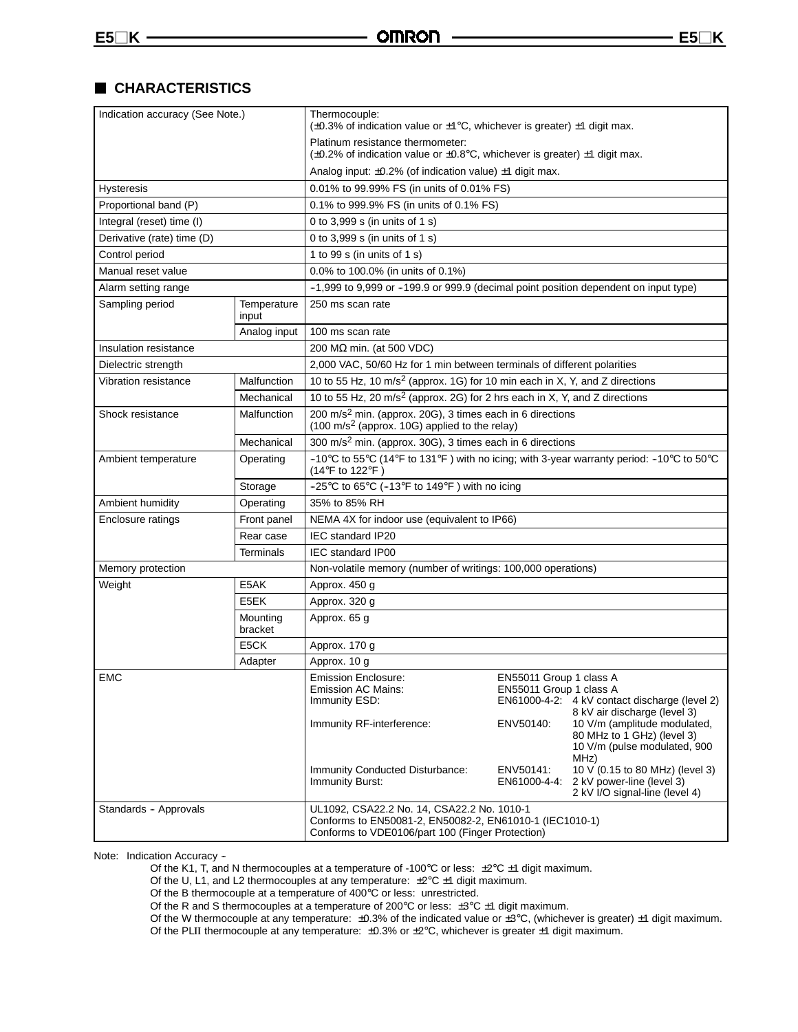## CHARACTERISTICS

| Item | | Specification |
|---|---|---|
| Indication accuracy (See Note.) | | Thermocouple: (±0.3% of indication value or ±1°C, whichever is greater) ±1 digit max.<br>Platinum resistance thermometer: (±0.2% of indication value or ±0.8°C, whichever is greater) ±1 digit max.<br>Analog input: ±0.2% (of indication value) ±1 digit max. |
| Hysteresis | | 0.01% to 99.99% FS (in units of 0.01% FS) |
| Proportional band (P) | | 0.1% to 999.9% FS (in units of 0.1% FS) |
| Integral (reset) time (I) | | 0 to 3,999 s (in units of 1 s) |
| Derivative (rate) time (D) | | 0 to 3,999 s (in units of 1 s) |
| Control period | | 1 to 99 s (in units of 1 s) |
| Manual reset value | | 0.0% to 100.0% (in units of 0.1%) |
| Alarm setting range | | –1,999 to 9,999 or –199.9 to 999.9 (decimal point position dependent on input type) |
| Sampling period | Temperature input | 250 ms scan rate |
| | Analog input | 100 ms scan rate |
| Insulation resistance | | 200 MΩ min. (at 500 VDC) |
| Dielectric strength | | 2,000 VAC, 50/60 Hz for 1 min between terminals of different polarities |
| Vibration resistance | Malfunction | 10 to 55 Hz, 10 m/s² (approx. 1G) for 10 min each in X, Y, and Z directions |
| | Mechanical | 10 to 55 Hz, 20 m/s² (approx. 2G) for 2 hrs each in X, Y, and Z directions |
| Shock resistance | Malfunction | 200 m/s² min. (approx. 20G), 3 times each in 6 directions (100 m/s² (approx. 10G) applied to the relay) |
| | Mechanical | 300 m/s² min. (approx. 30G), 3 times each in 6 directions |
| Ambient temperature | Operating | –10°C to 55°C (14°F to 131°F ) with no icing; with 3-year warranty period: –10°C to 50°C (14°F to 122°F ) |
| | Storage | –25°C to 65°C (–13°F to 149°F ) with no icing |
| Ambient humidity | Operating | 35% to 85% RH |
| Enclosure ratings | Front panel | NEMA 4X for indoor use (equivalent to IP66) |
| | Rear case | IEC standard IP20 |
| | Terminals | IEC standard IP00 |
| Memory protection | | Non-volatile memory (number of writings: 100,000 operations) |
| Weight | E5AK | Approx. 450 g |
| | E5EK | Approx. 320 g |
| | Mounting bracket | Approx. 65 g |
| | E5CK | Approx. 170 g |
| | Adapter | Approx. 10 g |
| EMC | | Emission Enclosure: EN55011 Group 1 class A<br>Emission AC Mains: EN55011 Group 1 class A<br>Immunity ESD: EN61000-4-2: 4 kV contact discharge (level 2), 8 kV air discharge (level 3)<br>Immunity RF-interference: ENV50140: 10 V/m (amplitude modulated, 80 MHz to 1 GHz) (level 3), 10 V/m (pulse modulated, 900 MHz)<br>Immunity Conducted Disturbance: ENV50141: 10 V (0.15 to 80 MHz) (level 3)<br>Immunity Burst: EN61000-4-4: 2 kV power-line (level 3), 2 kV I/O signal-line (level 4) |
| Standards – Approvals | | UL1092, CSA22.2 No. 14, CSA22.2 No. 1010-1<br>Conforms to EN50081-2, EN50082-2, EN61010-1 (IEC1010-1)<br>Conforms to VDE0106/part 100 (Finger Protection) |

Note: Indication Accuracy –

Of the K1, T, and N thermocouples at a temperature of -100°C or less: ±2°C ±1 digit maximum.
Of the U, L1, and L2 thermocouples at any temperature: ±2°C ±1 digit maximum.
Of the B thermocouple at a temperature of 400°C or less: unrestricted.
Of the R and S thermocouples at a temperature of 200°C or less: ±3°C ±1 digit maximum.
Of the W thermocouple at any temperature: ±0.3% of the indicated value or ±3°C, (whichever is greater) ±1 digit maximum.
Of the PLII thermocouple at any temperature: ±0.3% or ±2°C, whichever is greater ±1 digit maximum.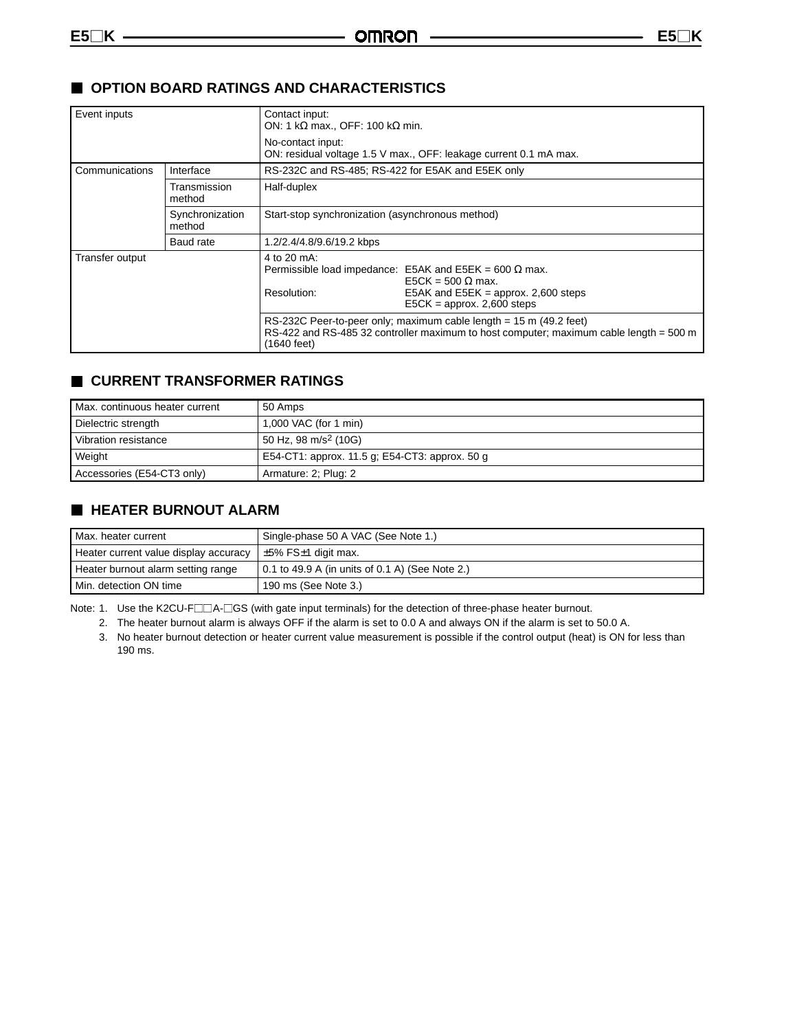## OPTION BOARD RATINGS AND CHARACTERISTICS

| Event inputs | | Contact input:<br>ON: 1 kΩ max., OFF: 100 kΩ min.<br><br>No-contact input:<br>ON: residual voltage 1.5 V max., OFF: leakage current 0.1 mA max. |
|---|---|---|
| Communications | Interface | RS-232C and RS-485; RS-422 for E5AK and E5EK only |
| | Transmission method | Half-duplex |
| | Synchronization method | Start-stop synchronization (asynchronous method) |
| | Baud rate | 1.2/2.4/4.8/9.6/19.2 kbps |
| Transfer output | | 4 to 20 mA:<br>Permissible load impedance: E5AK and E5EK = 600 Ω max.<br>E5CK = 500 Ω max.<br>Resolution: E5AK and E5EK = approx. 2,600 steps<br>E5CK = approx. 2,600 steps |
| | | RS-232C Peer-to-peer only; maximum cable length = 15 m (49.2 feet)<br>RS-422 and RS-485 32 controller maximum to host computer; maximum cable length = 500 m (1640 feet) |

## CURRENT TRANSFORMER RATINGS

| Max. continuous heater current | 50 Amps |
|---|---|
| Dielectric strength | 1,000 VAC (for 1 min) |
| Vibration resistance | 50 Hz, 98 $m/s^2$ (10G) |
| Weight | E54-CT1: approx. 11.5 g; E54-CT3: approx. 50 g |
| Accessories (E54-CT3 only) | Armature: 2; Plug: 2 |

## HEATER BURNOUT ALARM

| Max. heater current | Single-phase 50 A VAC (See Note 1.) |
|---|---|
| Heater current value display accuracy | ±5% FS±1 digit max. |
| Heater burnout alarm setting range | 0.1 to 49.9 A (in units of 0.1 A) (See Note 2.) |
| Min. detection ON time | 190 ms (See Note 3.) |

Note: 1. Use the K2CU-F□□A-□GS (with gate input terminals) for the detection of three-phase heater burnout.

2. The heater burnout alarm is always OFF if the alarm is set to 0.0 A and always ON if the alarm is set to 50.0 A.

3. No heater burnout detection or heater current value measurement is possible if the control output (heat) is ON for less than 190 ms.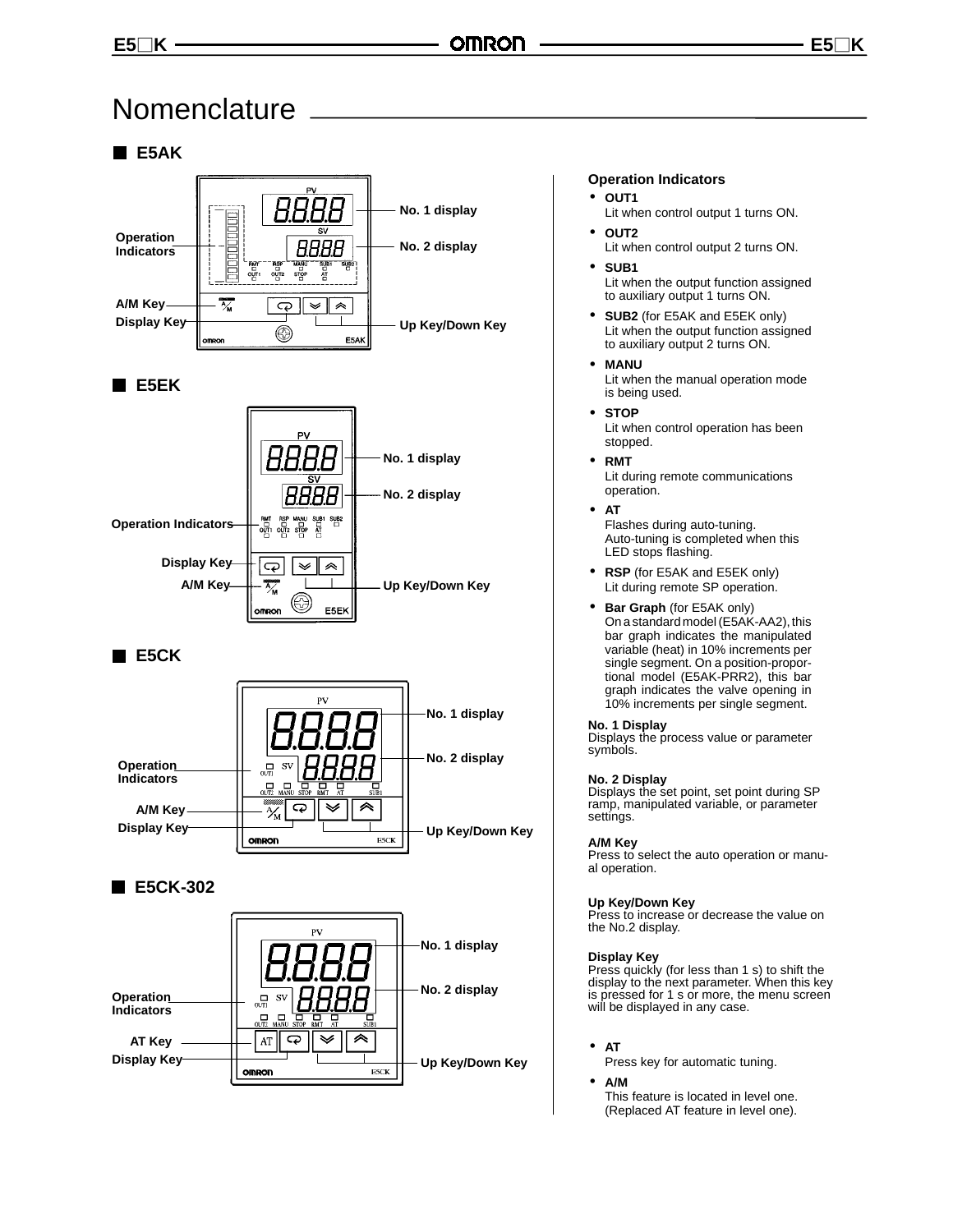# Nomenclature

## E5AK

Operation Indicators

A/M Key

Display Key

No. 1 display

No. 2 display

Up Key/Down Key

## E5EK

No. 1 display

No. 2 display

Operation Indicators

Display Key

A/M Key

Up Key/Down Key

## E5CK

No. 1 display

No. 2 display

Operation Indicators

A/M Key

Display Key

Up Key/Down Key

## E5CK-302

No. 1 display

No. 2 display

Operation Indicators

AT Key

Display Key

Up Key/Down Key

### Operation Indicators

- **OUT1**
  Lit when control output 1 turns ON.
- **OUT2**
  Lit when control output 2 turns ON.
- **SUB1**
  Lit when the output function assigned to auxiliary output 1 turns ON.
- **SUB2** (for E5AK and E5EK only)
  Lit when the output function assigned to auxiliary output 2 turns ON.
- **MANU**
  Lit when the manual operation mode is being used.
- **STOP**
  Lit when control operation has been stopped.
- **RMT**
  Lit during remote communications operation.
- **AT**
  Flashes during auto-tuning.
  Auto-tuning is completed when this LED stops flashing.
- **RSP** (for E5AK and E5EK only)
  Lit during remote SP operation.
- **Bar Graph** (for E5AK only)
  On a standard model (E5AK-AA2), this bar graph indicates the manipulated variable (heat) in 10% increments per single segment. On a position-proportional model (E5AK-PRR2), this bar graph indicates the valve opening in 10% increments per single segment.

**No. 1 Display**
Displays the process value or parameter symbols.

**No. 2 Display**
Displays the set point, set point during SP ramp, manipulated variable, or parameter settings.

**A/M Key**
Press to select the auto operation or manual operation.

**Up Key/Down Key**
Press to increase or decrease the value on the No.2 display.

**Display Key**
Press quickly (for less than 1 s) to shift the display to the next parameter. When this key is pressed for 1 s or more, the menu screen will be displayed in any case.

- **AT**
  Press key for automatic tuning.
- **A/M**
  This feature is located in level one. (Replaced AT feature in level one).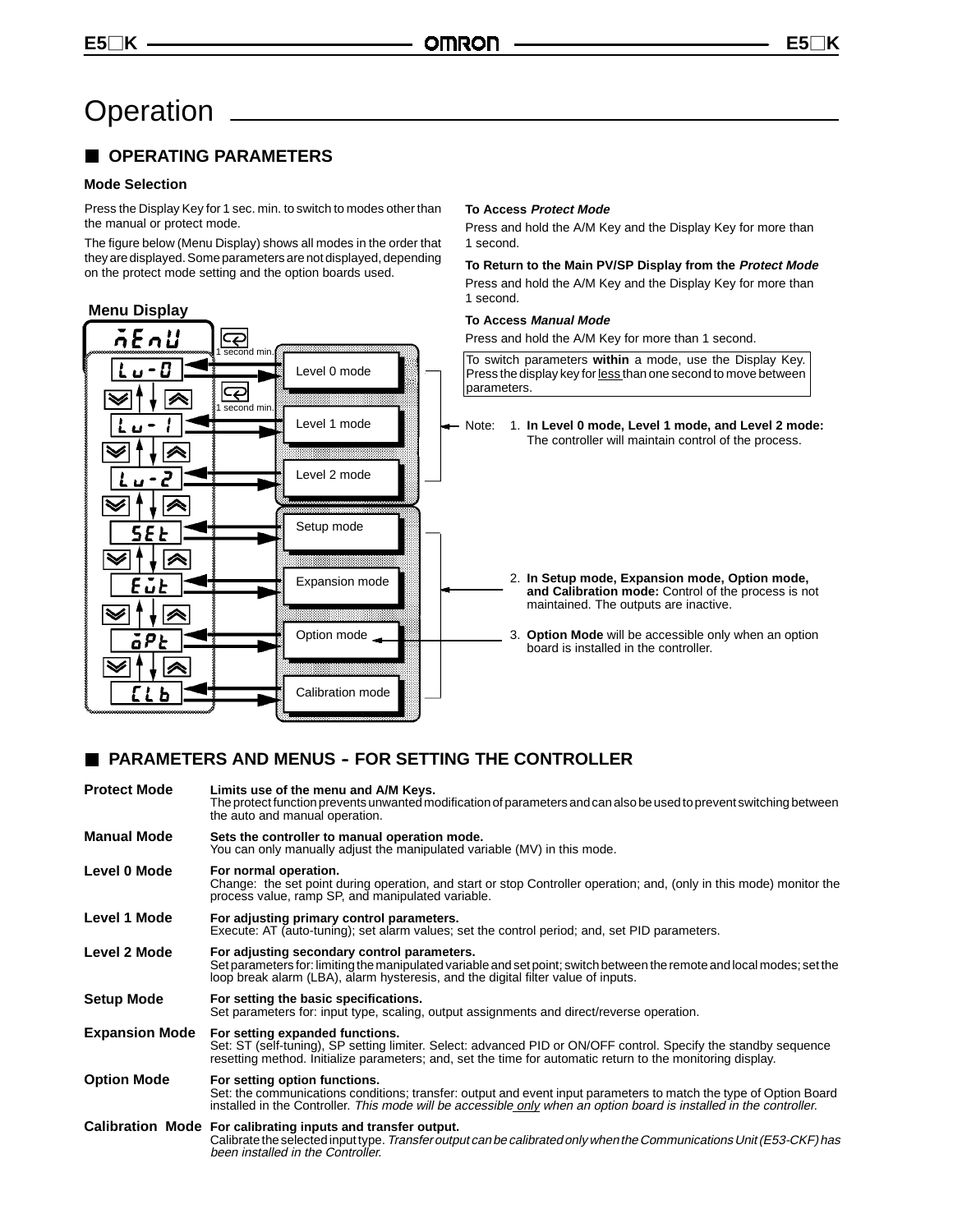# Operation

## OPERATING PARAMETERS

### Mode Selection

Press the Display Key for 1 sec. min. to switch to modes other than the manual or protect mode.

The figure below (Menu Display) shows all modes in the order that they are displayed. Some parameters are not displayed, depending on the protect mode setting and the option boards used.

**Menu Display**

menU — 1 second min. → Lv-0 (Level 0 mode) — 1 second min. → Lv-1 (Level 1 mode) → Lv-2 (Level 2 mode) → SEt (Setup mode) → EVt (Expansion mode) → oPt (Option mode) → CLb (Calibration mode)

**To Access *Protect Mode***

Press and hold the A/M Key and the Display Key for more than 1 second.

**To Return to the Main PV/SP Display from the *Protect Mode***

Press and hold the A/M Key and the Display Key for more than 1 second.

**To Access *Manual Mode***

Press and hold the A/M Key for more than 1 second.

To switch parameters **within** a mode, use the Display Key. Press the display key for less than one second to move between parameters.

Note:
1. **In Level 0 mode, Level 1 mode, and Level 2 mode:** The controller will maintain control of the process.
2. **In Setup mode, Expansion mode, Option mode, and Calibration mode:** Control of the process is not maintained. The outputs are inactive.
3. **Option Mode** will be accessible only when an option board is installed in the controller.

## PARAMETERS AND MENUS – FOR SETTING THE CONTROLLER

**Protect Mode**
**Limits use of the menu and A/M Keys.**
The protect function prevents unwanted modification of parameters and can also be used to prevent switching between the auto and manual operation.

**Manual Mode**
**Sets the controller to manual operation mode.**
You can only manually adjust the manipulated variable (MV) in this mode.

**Level 0 Mode**
**For normal operation.**
Change: the set point during operation, and start or stop Controller operation; and, (only in this mode) monitor the process value, ramp SP, and manipulated variable.

**Level 1 Mode**
**For adjusting primary control parameters.**
Execute: AT (auto-tuning); set alarm values; set the control period; and, set PID parameters.

**Level 2 Mode**
**For adjusting secondary control parameters.**
Set parameters for: limiting the manipulated variable and set point; switch between the remote and local modes; set the loop break alarm (LBA), alarm hysteresis, and the digital filter value of inputs.

**Setup Mode**
**For setting the basic specifications.**
Set parameters for: input type, scaling, output assignments and direct/reverse operation.

**Expansion Mode**
**For setting expanded functions.**
Set: ST (self-tuning), SP setting limiter. Select: advanced PID or ON/OFF control. Specify the standby sequence resetting method. Initialize parameters; and, set the time for automatic return to the monitoring display.

**Option Mode**
**For setting option functions.**
Set: the communications conditions; transfer: output and event input parameters to match the type of Option Board installed in the Controller. *This mode will be accessible only when an option board is installed in the controller.*

**Calibration Mode**
**For calibrating inputs and transfer output.**
Calibrate the selected input type. *Transfer output can be calibrated only when the Communications Unit (E53-CKF) has been installed in the Controller.*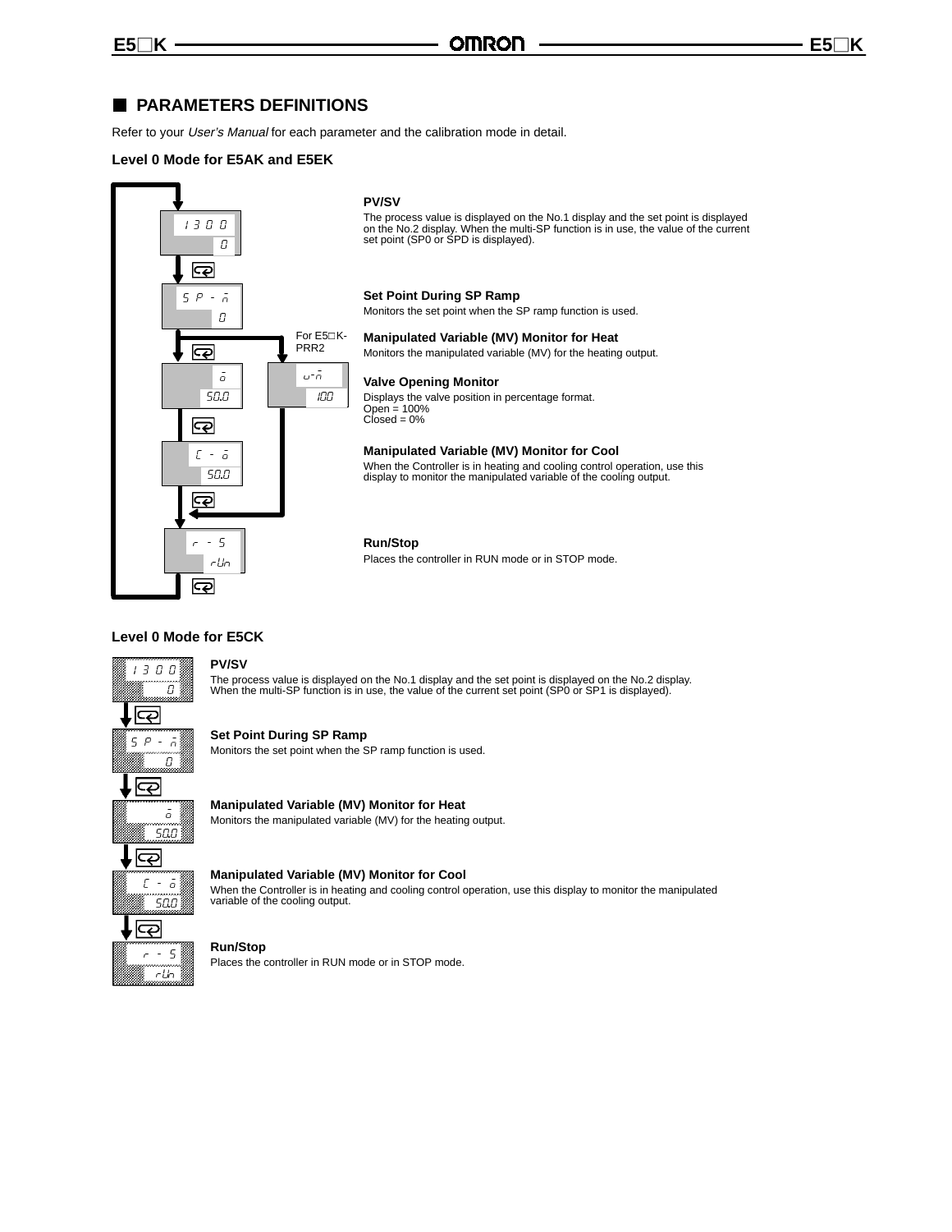## PARAMETERS DEFINITIONS

Refer to your *User's Manual* for each parameter and the calibration mode in detail.

### Level 0 Mode for E5AK and E5EK

For E5□K-PRR2

**PV/SV**

The process value is displayed on the No.1 display and the set point is displayed on the No.2 display. When the multi-SP function is in use, the value of the current set point (SP0 or SPD is displayed).

**Set Point During SP Ramp**

Monitors the set point when the SP ramp function is used.

**Manipulated Variable (MV) Monitor for Heat**

Monitors the manipulated variable (MV) for the heating output.

**Valve Opening Monitor**

Displays the valve position in percentage format.
Open = 100%
Closed = 0%

**Manipulated Variable (MV) Monitor for Cool**

When the Controller is in heating and cooling control operation, use this display to monitor the manipulated variable of the cooling output.

**Run/Stop**

Places the controller in RUN mode or in STOP mode.

### Level 0 Mode for E5CK

**PV/SV**

The process value is displayed on the No.1 display and the set point is displayed on the No.2 display. When the multi-SP function is in use, the value of the current set point (SP0 or SP1 is displayed).

**Set Point During SP Ramp**

Monitors the set point when the SP ramp function is used.

**Manipulated Variable (MV) Monitor for Heat**

Monitors the manipulated variable (MV) for the heating output.

**Manipulated Variable (MV) Monitor for Cool**

When the Controller is in heating and cooling control operation, use this display to monitor the manipulated variable of the cooling output.

**Run/Stop**

Places the controller in RUN mode or in STOP mode.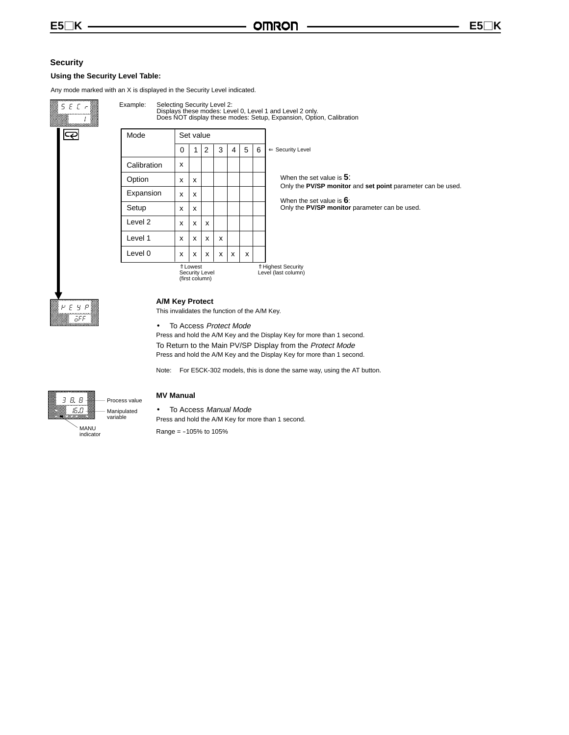## Security

### Using the Security Level Table:

Any mode marked with an X is displayed in the Security Level indicated.

Example: Selecting Security Level 2:
Displays these modes: Level 0, Level 1 and Level 2 only.
Does NOT display these modes: Setup, Expansion, Option, Calibration

| Mode | Set value | | | | | | |
|---|---|---|---|---|---|---|---|
| | 0 | 1 | 2 | 3 | 4 | 5 | 6 |
| Calibration | x | | | | | | |
| Option | x | x | | | | | |
| Expansion | x | x | | | | | |
| Setup | x | x | | | | | |
| Level 2 | x | x | x | | | | |
| Level 1 | x | x | x | x | | | |
| Level 0 | x | x | x | x | x | x | |

⇐ Security Level

⇑ Lowest Security Level (first column)

⇑ Highest Security Level (last column)

When the set value is **5**:
Only the **PV/SP monitor** and **set point** parameter can be used.

When the set value is **6**:
Only the **PV/SP monitor** parameter can be used.

### A/M Key Protect

This invalidates the function of the A/M Key.

- To Access *Protect Mode*

Press and hold the A/M Key and the Display Key for more than 1 second.

To Return to the Main PV/SP Display from the *Protect Mode*

Press and hold the A/M Key and the Display Key for more than 1 second.

Note: For E5CK-302 models, this is done the same way, using the AT button.

Process value

Manipulated variable

MANU indicator

### MV Manual

- To Access *Manual Mode*

Press and hold the A/M Key for more than 1 second.

Range = –105% to 105%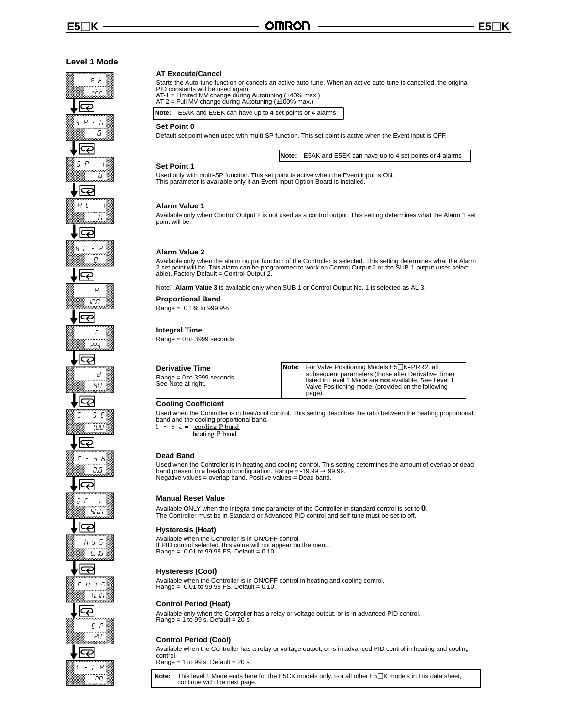## Level 1 Mode

### AT Execute/Cancel

Starts the Auto-tune function or cancels an active auto-tune. When an active auto-tune is cancelled, the original PID constants will be used again.
AT-1 = Limited MV change during Autotuning (±40% max.)
AT-2 = Full MV change during Autotuning (±100% max.)

**Note:** E5AK and E5EK can have up to 4 set points or 4 alarms

### Set Point 0

Default set point when used with multi-SP function. This set point is active when the Event input is OFF.

**Note:** E5AK and E5EK can have up to 4 set points or 4 alarms

### Set Point 1

Used only with multi-SP function. This set point is active when the Event input is ON.
This parameter is available only if an Event Input Option Board is installed.

### Alarm Value 1

Available only when Control Output 2 is not used as a control output. This setting determines what the Alarm 1 set point will be.

### Alarm Value 2

Available only when the alarm output function of the Controller is selected. This setting determines what the Alarm 2 set point will be. This alarm can be programmed to work on Control Output 2 or the SUB-1 output (user-selectable). Factory Default = Control Output 2.

Note: **Alarm Value 3** is available only when SUB-1 or Control Output No. 1 is selected as AL-3.

### Proportional Band

Range = 0.1% to 999.9%

### Integral Time

Range = 0 to 3999 seconds

### Derivative Time

Range = 0 to 3999 seconds
See Note at right.

**Note:** For Valve Positioning Models E5□K–PRR2, all subsequent parameters (those after Derivative Time) listed in Level 1 Mode are **not** available. See Level 1 Valve Positioning model (provided on the following page).

### Cooling Coefficient

Used when the Controller is in heat/cool control. This setting describes the ratio between the heating proportional band and the cooling proportional band.

$$C\text{-}SC = \frac{\text{cooling P band}}{\text{heating P band}}$$

### Dead Band

Used when the Controller is in heating and cooling control. This setting determines the amount of overlap or dead band present in a heat/cool configuration. Range = -19.99 → 99.99.
Negative values = overlap band. Positive values = Dead band.

### Manual Reset Value

Available ONLY when the integral time parameter of the Controller in standard control is set to **0**.
The Controller must be in Standard or Advanced PID control and self-tune must be set to off.

### Hysteresis (Heat)

Available when the Controller is in ON/OFF control.
If PID control selected, this value will not appear on the menu.
Range = 0.01 to 99.99 FS. Default = 0.10.

### Hysteresis (Cool)

Available when the Controller is in ON/OFF control in heating and cooling control.
Range = 0.01 to 99.99 FS. Default = 0.10.

### Control Period (Heat)

Available only when the Controller has a relay or voltage output, or is in advanced PID control.
Range = 1 to 99 s. Default = 20 s.

### Control Period (Cool)

Available when the Controller has a relay or voltage output, or is in advanced PID control in heating and cooling control.
Range = 1 to 99 s. Default = 20 s.

**Note:** This level 1 Mode ends here for the E5CK models only. For all other E5□K models in this data sheet, continue with the next page.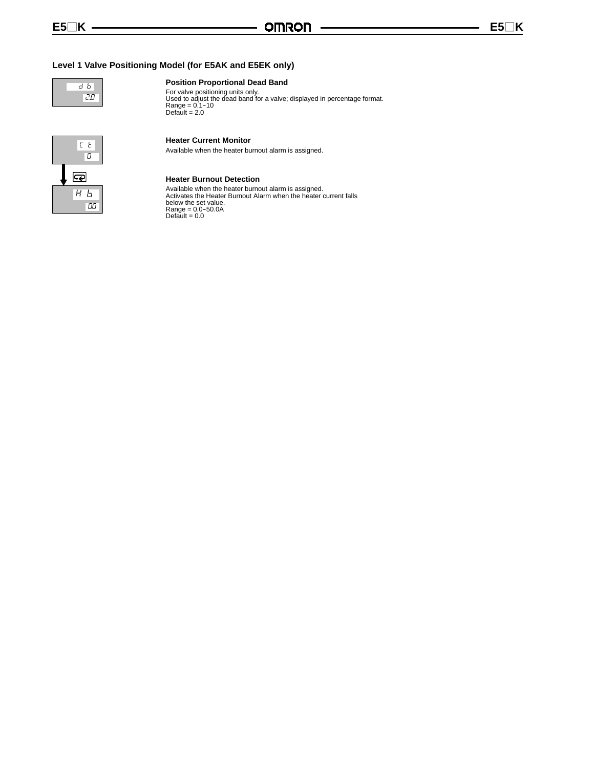## Level 1 Valve Positioning Model (for E5AK and E5EK only)

d b
2.0

### Position Proportional Dead Band

For valve positioning units only.
Used to adjust the dead band for a valve; displayed in percentage format.
Range = 0.1–10
Default = 2.0

C t
0

### Heater Current Monitor

Available when the heater burnout alarm is assigned.

H b
0.0

### Heater Burnout Detection

Available when the heater burnout alarm is assigned.
Activates the Heater Burnout Alarm when the heater current falls below the set value.
Range = 0.0–50.0A
Default = 0.0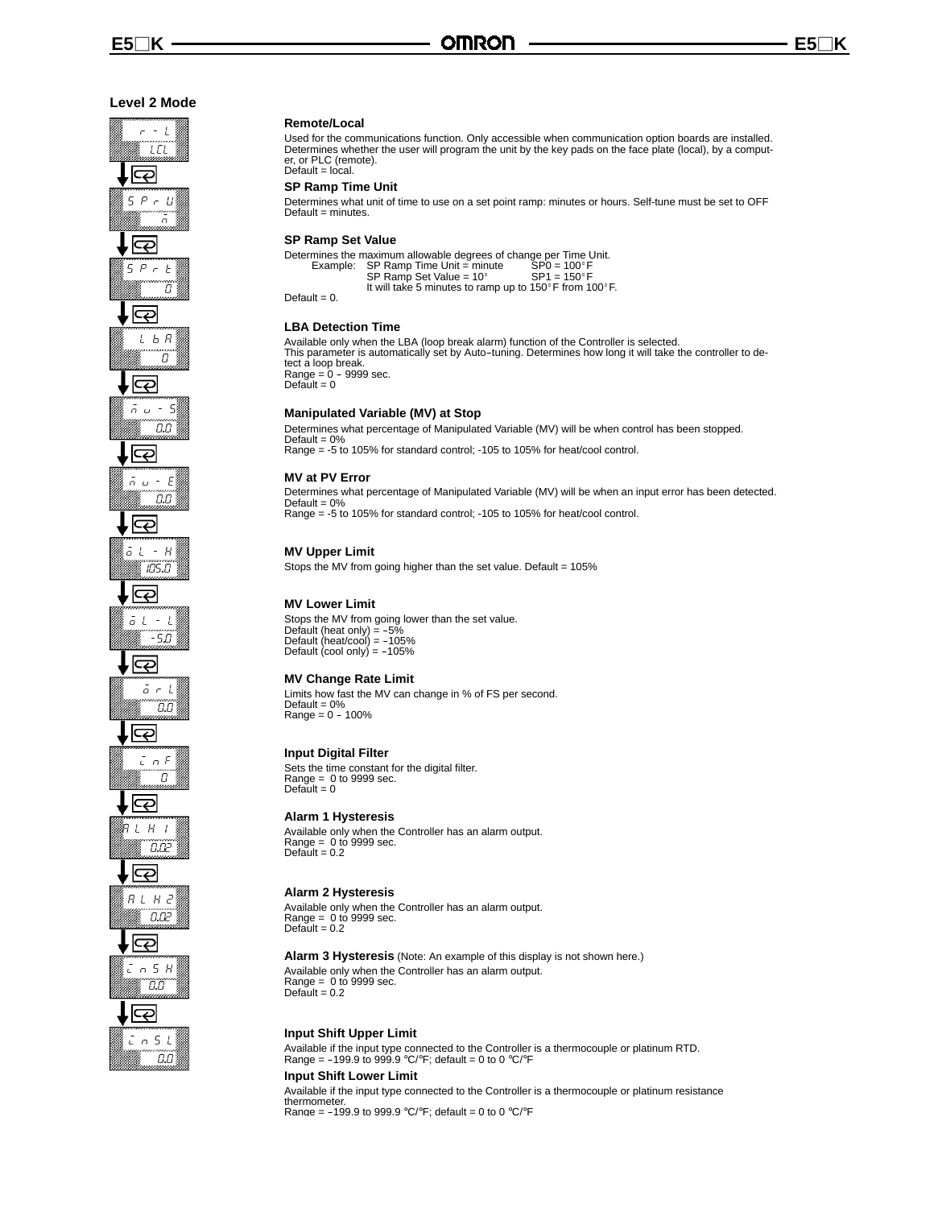## Level 2 Mode

### Remote/Local

Used for the communications function. Only accessible when communication option boards are installed. Determines whether the user will program the unit by the key pads on the face plate (local), by a computer, or PLC (remote).
Default = local.

### SP Ramp Time Unit

Determines what unit of time to use on a set point ramp: minutes or hours. Self-tune must be set to OFF
Default = minutes.

### SP Ramp Set Value

Determines the maximum allowable degrees of change per Time Unit.

Example: SP Ramp Time Unit = minute  SP0 = 100°F
SP Ramp Set Value = 10°  SP1 = 150°F
It will take 5 minutes to ramp up to 150°F from 100°F.

Default = 0.

### LBA Detection Time

Available only when the LBA (loop break alarm) function of the Controller is selected.
This parameter is automatically set by Auto–tuning. Determines how long it will take the controller to detect a loop break.
Range = 0 – 9999 sec.
Default = 0

### Manipulated Variable (MV) at Stop

Determines what percentage of Manipulated Variable (MV) will be when control has been stopped.
Default = 0%
Range = -5 to 105% for standard control; -105 to 105% for heat/cool control.

### MV at PV Error

Determines what percentage of Manipulated Variable (MV) will be when an input error has been detected.
Default = 0%
Range = -5 to 105% for standard control; -105 to 105% for heat/cool control.

### MV Upper Limit

Stops the MV from going higher than the set value. Default = 105%

### MV Lower Limit

Stops the MV from going lower than the set value.
Default (heat only) = –5%
Default (heat/cool) = –105%
Default (cool only) = –105%

### MV Change Rate Limit

Limits how fast the MV can change in % of FS per second.
Default = 0%
Range = 0 – 100%

### Input Digital Filter

Sets the time constant for the digital filter.
Range = 0 to 9999 sec.
Default = 0

### Alarm 1 Hysteresis

Available only when the Controller has an alarm output.
Range = 0 to 9999 sec.
Default = 0.2

### Alarm 2 Hysteresis

Available only when the Controller has an alarm output.
Range = 0 to 9999 sec.
Default = 0.2

### Alarm 3 Hysteresis (Note: An example of this display is not shown here.)

Available only when the Controller has an alarm output.
Range = 0 to 9999 sec.
Default = 0.2

### Input Shift Upper Limit

Available if the input type connected to the Controller is a thermocouple or platinum RTD.
Range = –199.9 to 999.9 °C/°F; default = 0 to 0 °C/°F

### Input Shift Lower Limit

Available if the input type connected to the Controller is a thermocouple or platinum resistance thermometer.
Range = –199.9 to 999.9 °C/°F; default = 0 to 0 °C/°F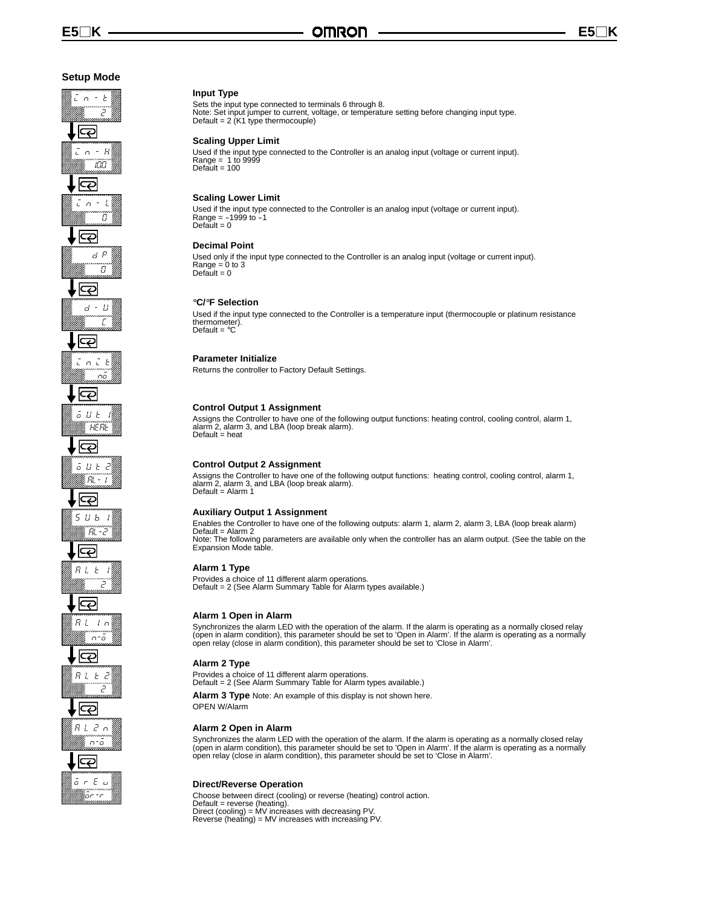## Setup Mode

### Input Type

Sets the input type connected to terminals 6 through 8.
Note: Set input jumper to current, voltage, or temperature setting before changing input type.
Default = 2 (K1 type thermocouple)

### Scaling Upper Limit

Used if the input type connected to the Controller is an analog input (voltage or current input).
Range = 1 to 9999
Default = 100

### Scaling Lower Limit

Used if the input type connected to the Controller is an analog input (voltage or current input).
Range = –1999 to –1
Default = 0

### Decimal Point

Used only if the input type connected to the Controller is an analog input (voltage or current input).
Range = 0 to 3
Default = 0

### °C/°F Selection

Used if the input type connected to the Controller is a temperature input (thermocouple or platinum resistance thermometer).
Default = °C

### Parameter Initialize

Returns the controller to Factory Default Settings.

### Control Output 1 Assignment

Assigns the Controller to have one of the following output functions: heating control, cooling control, alarm 1, alarm 2, alarm 3, and LBA (loop break alarm).
Default = heat

### Control Output 2 Assignment

Assigns the Controller to have one of the following output functions: heating control, cooling control, alarm 1, alarm 2, alarm 3, and LBA (loop break alarm).
Default = Alarm 1

### Auxiliary Output 1 Assignment

Enables the Controller to have one of the following outputs: alarm 1, alarm 2, alarm 3, LBA (loop break alarm)
Default = Alarm 2
Note: The following parameters are available only when the controller has an alarm output. (See the table on the Expansion Mode table.

### Alarm 1 Type

Provides a choice of 11 different alarm operations.
Default = 2 (See Alarm Summary Table for Alarm types available.)

### Alarm 1 Open in Alarm

Synchronizes the alarm LED with the operation of the alarm. If the alarm is operating as a normally closed relay (open in alarm condition), this parameter should be set to 'Open in Alarm'. If the alarm is operating as a normally open relay (close in alarm condition), this parameter should be set to 'Close in Alarm'.

### Alarm 2 Type

Provides a choice of 11 different alarm operations.
Default = 2 (See Alarm Summary Table for Alarm types available.)

**Alarm 3 Type** Note: An example of this display is not shown here.
OPEN W/Alarm

### Alarm 2 Open in Alarm

Synchronizes the alarm LED with the operation of the alarm. If the alarm is operating as a normally closed relay (open in alarm condition), this parameter should be set to 'Open in Alarm'. If the alarm is operating as a normally open relay (close in alarm condition), this parameter should be set to 'Close in Alarm'.

### Direct/Reverse Operation

Choose between direct (cooling) or reverse (heating) control action.
Default = reverse (heating).
Direct (cooling) = MV increases with decreasing PV.
Reverse (heating) = MV increases with increasing PV.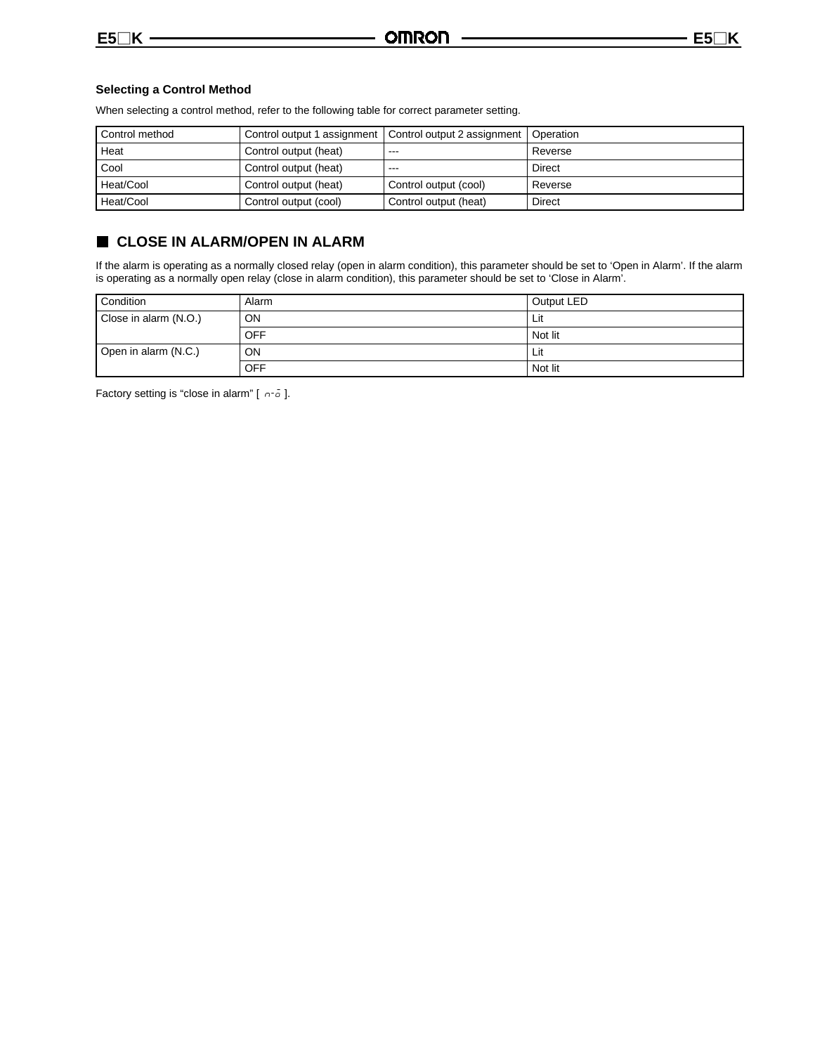### Selecting a Control Method

When selecting a control method, refer to the following table for correct parameter setting.

| Control method | Control output 1 assignment | Control output 2 assignment | Operation |
| --- | --- | --- | --- |
| Heat | Control output (heat) | --- | Reverse |
| Cool | Control output (heat) | --- | Direct |
| Heat/Cool | Control output (heat) | Control output (cool) | Reverse |
| Heat/Cool | Control output (cool) | Control output (heat) | Direct |

## CLOSE IN ALARM/OPEN IN ALARM

If the alarm is operating as a normally closed relay (open in alarm condition), this parameter should be set to ‘Open in Alarm’. If the alarm is operating as a normally open relay (close in alarm condition), this parameter should be set to ‘Close in Alarm’.

| Condition | Alarm | Output LED |
| --- | --- | --- |
| Close in alarm (N.O.) | ON | Lit |
| | OFF | Not lit |
| Open in alarm (N.C.) | ON | Lit |
| | OFF | Not lit |

Factory setting is “close in alarm” [ n-o ].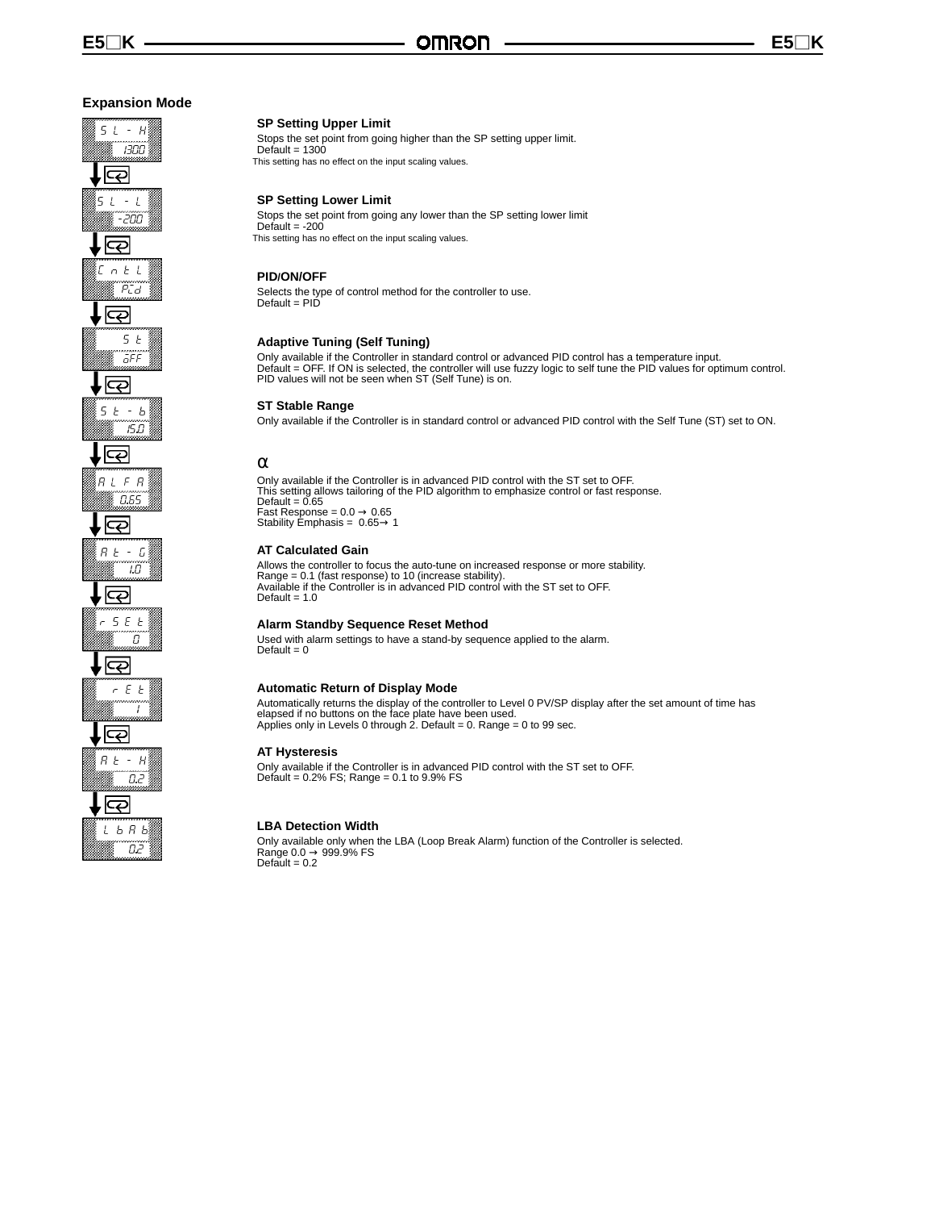## Expansion Mode

| Display | Value |
|---|---|
| SL-H | 1300 |
| SL-L | -200 |
| CntL | PId |
| St | oFF |
| St-b | 15.0 |
| ALFA | 0.65 |
| At-G | 1.0 |
| rSEt | 0 |
| rEt | 1 |
| At-H | 0.2 |
| LbAb | 0.2 |

### SP Setting Upper Limit

Stops the set point from going higher than the SP setting upper limit.
Default = 1300
This setting has no effect on the input scaling values.

### SP Setting Lower Limit

Stops the set point from going any lower than the SP setting lower limit
Default = -200
This setting has no effect on the input scaling values.

### PID/ON/OFF

Selects the type of control method for the controller to use.
Default = PID

### Adaptive Tuning (Self Tuning)

Only available if the Controller in standard control or advanced PID control has a temperature input.
Default = OFF. If ON is selected, the controller will use fuzzy logic to self tune the PID values for optimum control.
PID values will not be seen when ST (Self Tune) is on.

### ST Stable Range

Only available if the Controller is in standard control or advanced PID control with the Self Tune (ST) set to ON.

### α

Only available if the Controller is in advanced PID control with the ST set to OFF.
This setting allows tailoring of the PID algorithm to emphasize control or fast response.
Default = 0.65
Fast Response = 0.0 → 0.65
Stability Emphasis = 0.65→ 1

### AT Calculated Gain

Allows the controller to focus the auto-tune on increased response or more stability.
Range = 0.1 (fast response) to 10 (increase stability).
Available if the Controller is in advanced PID control with the ST set to OFF.
Default = 1.0

### Alarm Standby Sequence Reset Method

Used with alarm settings to have a stand-by sequence applied to the alarm.
Default = 0

### Automatic Return of Display Mode

Automatically returns the display of the controller to Level 0 PV/SP display after the set amount of time has elapsed if no buttons on the face plate have been used.
Applies only in Levels 0 through 2. Default = 0. Range = 0 to 99 sec.

### AT Hysteresis

Only available if the Controller is in advanced PID control with the ST set to OFF.
Default = 0.2% FS; Range = 0.1 to 9.9% FS

### LBA Detection Width

Only available only when the LBA (Loop Break Alarm) function of the Controller is selected.
Range 0.0 → 999.9% FS
Default = 0.2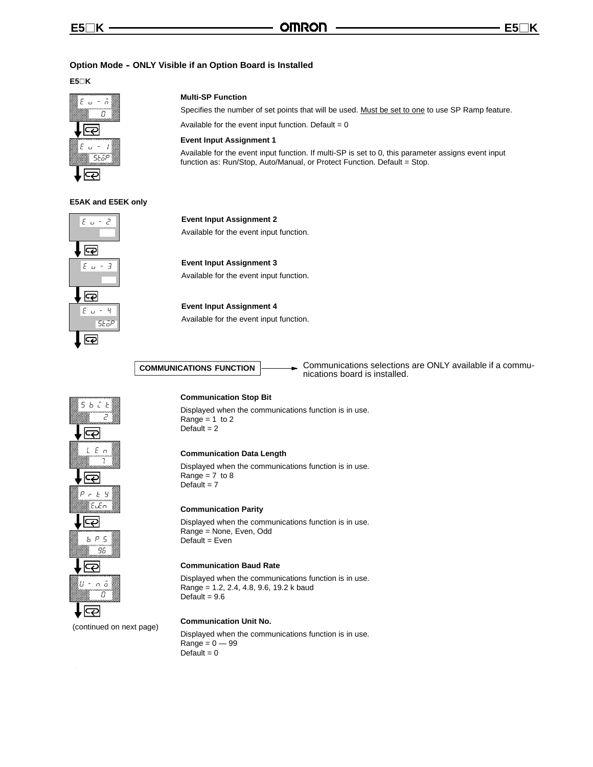### Option Mode - ONLY Visible if an Option Board is Installed

**E5□K**

**Multi-SP Function**

Specifies the number of set points that will be used. Must be set to one to use SP Ramp feature.

Available for the event input function. Default = 0

**Event Input Assignment 1**

Available for the event input function. If multi-SP is set to 0, this parameter assigns event input function as: Run/Stop, Auto/Manual, or Protect Function. Default = Stop.

**E5AK and E5EK only**

**Event Input Assignment 2**

Available for the event input function.

**Event Input Assignment 3**

Available for the event input function.

**Event Input Assignment 4**

Available for the event input function.

**COMMUNICATIONS FUNCTION** → Communications selections are ONLY available if a communications board is installed.

**Communication Stop Bit**

Displayed when the communications function is in use.
Range = 1 to 2
Default = 2

**Communication Data Length**

Displayed when the communications function is in use.
Range = 7 to 8
Default = 7

**Communication Parity**

Displayed when the communications function is in use.
Range = None, Even, Odd
Default = Even

**Communication Baud Rate**

Displayed when the communications function is in use.
Range = 1.2, 2.4, 4.8, 9.6, 19.2 k baud
Default = 9.6

**Communication Unit No.**

Displayed when the communications function is in use.
Range = 0 — 99
Default = 0

(continued on next page)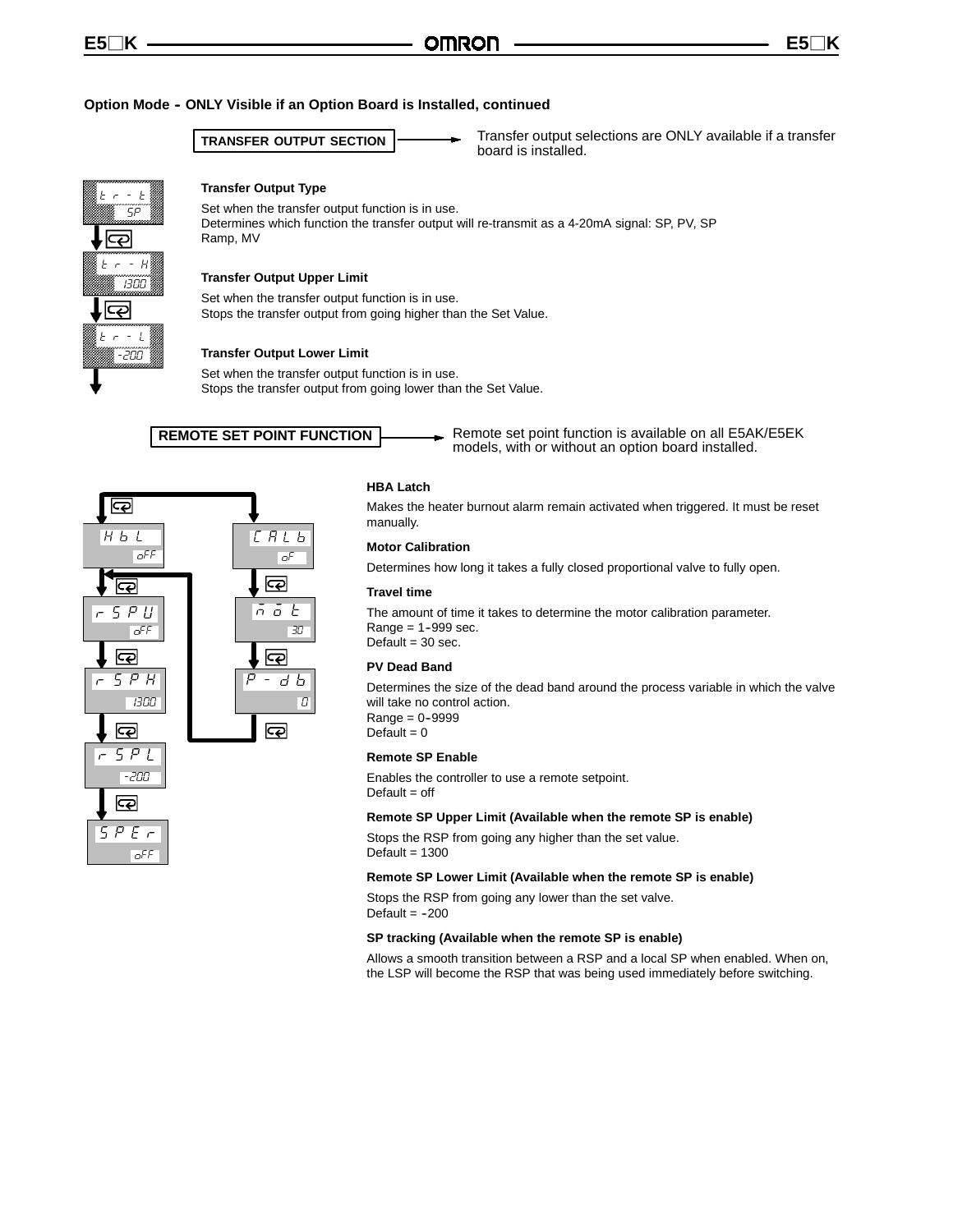**Option Mode - ONLY Visible if an Option Board is Installed, continued**

**TRANSFER OUTPUT SECTION** — Transfer output selections are ONLY available if a transfer board is installed.

tr-t / SP

tr-H / 1300

tr-L / -200

**Transfer Output Type**

Set when the transfer output function is in use.
Determines which function the transfer output will re-transmit as a 4-20mA signal: SP, PV, SP Ramp, MV

**Transfer Output Upper Limit**

Set when the transfer output function is in use.
Stops the transfer output from going higher than the Set Value.

**Transfer Output Lower Limit**

Set when the transfer output function is in use.
Stops the transfer output from going lower than the Set Value.

**REMOTE SET POINT FUNCTION** — Remote set point function is available on all E5AK/E5EK models, with or without an option board installed.

HbL / oFF

rSPU / oFF

rSPH / 1300

rSPL / -200

SPEr / oFF

CALb / oF

mot / 30

P-db / 0

**HBA Latch**

Makes the heater burnout alarm remain activated when triggered. It must be reset manually.

**Motor Calibration**

Determines how long it takes a fully closed proportional valve to fully open.

**Travel time**

The amount of time it takes to determine the motor calibration parameter.
Range = 1-999 sec.
Default = 30 sec.

**PV Dead Band**

Determines the size of the dead band around the process variable in which the valve will take no control action.
Range = 0-9999
Default = 0

**Remote SP Enable**

Enables the controller to use a remote setpoint.
Default = off

**Remote SP Upper Limit (Available when the remote SP is enable)**

Stops the RSP from going any higher than the set value.
Default = 1300

**Remote SP Lower Limit (Available when the remote SP is enable)**

Stops the RSP from going any lower than the set valve.
Default = -200

**SP tracking (Available when the remote SP is enable)**

Allows a smooth transition between a RSP and a local SP when enabled. When on, the LSP will become the RSP that was being used immediately before switching.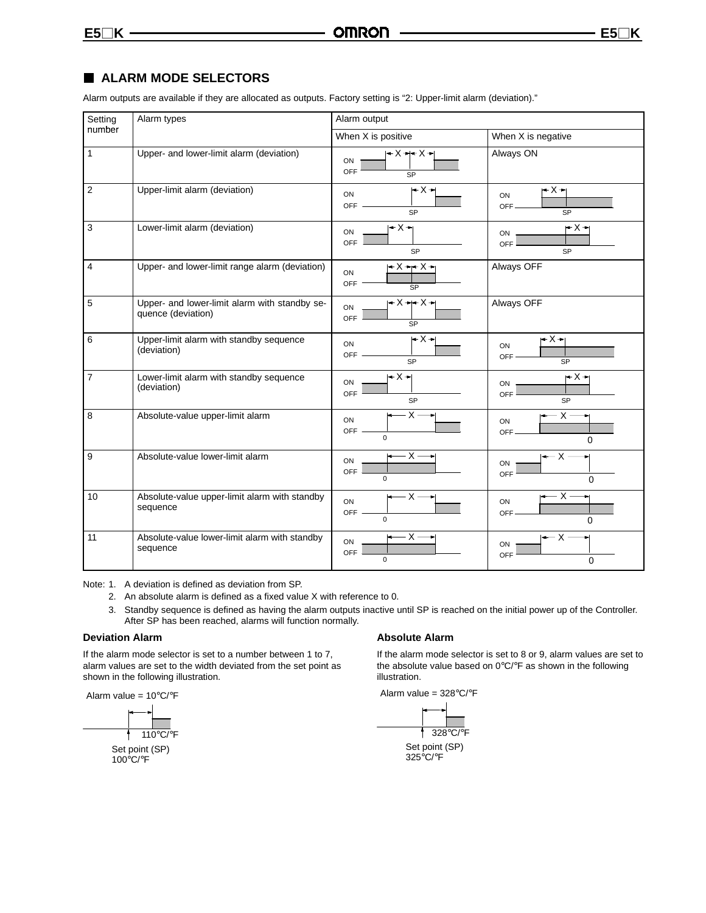## ALARM MODE SELECTORS

Alarm outputs are available if they are allocated as outputs. Factory setting is “2: Upper-limit alarm (deviation).”

| Setting number | Alarm types | Alarm output | |
|---|---|---|---|
| | | When X is positive | When X is negative |
| 1 | Upper- and lower-limit alarm (deviation) | | Always ON |
| 2 | Upper-limit alarm (deviation) | | |
| 3 | Lower-limit alarm (deviation) | | |
| 4 | Upper- and lower-limit range alarm (deviation) | | Always OFF |
| 5 | Upper- and lower-limit alarm with standby sequence (deviation) | | Always OFF |
| 6 | Upper-limit alarm with standby sequence (deviation) | | |
| 7 | Lower-limit alarm with standby sequence (deviation) | | |
| 8 | Absolute-value upper-limit alarm | | |
| 9 | Absolute-value lower-limit alarm | | |
| 10 | Absolute-value upper-limit alarm with standby sequence | | |
| 11 | Absolute-value lower-limit alarm with standby sequence | | |

Note: 1. A deviation is defined as deviation from SP.

2. An absolute alarm is defined as a fixed value X with reference to 0.

3. Standby sequence is defined as having the alarm outputs inactive until SP is reached on the initial power up of the Controller. After SP has been reached, alarms will function normally.

### Deviation Alarm

If the alarm mode selector is set to a number between 1 to 7, alarm values are set to the width deviated from the set point as shown in the following illustration.

Alarm value = 10°C/°F

110°C/°F

Set point (SP)
100°C/°F

### Absolute Alarm

If the alarm mode selector is set to 8 or 9, alarm values are set to the absolute value based on 0°C/°F as shown in the following illustration.

Alarm value = 328°C/°F

328°C/°F

Set point (SP)
325°C/°F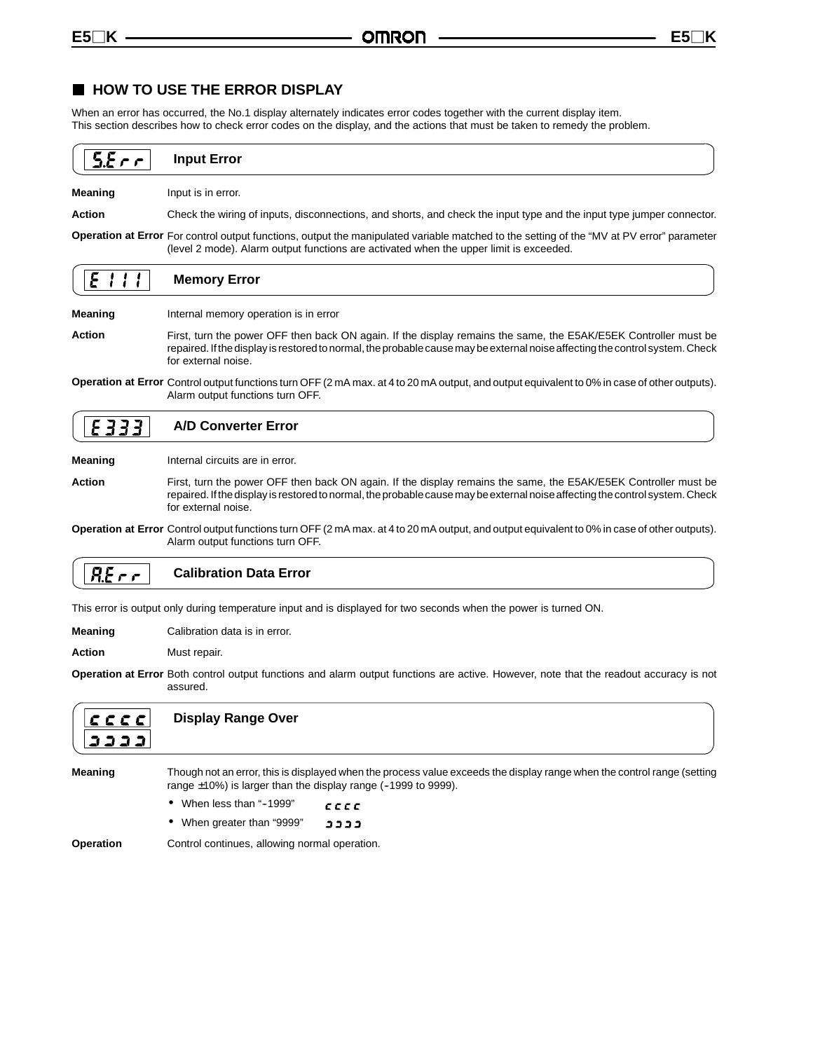## HOW TO USE THE ERROR DISPLAY

When an error has occurred, the No.1 display alternately indicates error codes together with the current display item.
This section describes how to check error codes on the display, and the actions that must be taken to remedy the problem.

### S.Err — Input Error

**Meaning** Input is in error.

**Action** Check the wiring of inputs, disconnections, and shorts, and check the input type and the input type jumper connector.

**Operation at Error** For control output functions, output the manipulated variable matched to the setting of the "MV at PV error" parameter (level 2 mode). Alarm output functions are activated when the upper limit is exceeded.

### E111 — Memory Error

**Meaning** Internal memory operation is in error

**Action** First, turn the power OFF then back ON again. If the display remains the same, the E5AK/E5EK Controller must be repaired. If the display is restored to normal, the probable cause may be external noise affecting the control system. Check for external noise.

**Operation at Error** Control output functions turn OFF (2 mA max. at 4 to 20 mA output, and output equivalent to 0% in case of other outputs). Alarm output functions turn OFF.

### E333 — A/D Converter Error

**Meaning** Internal circuits are in error.

**Action** First, turn the power OFF then back ON again. If the display remains the same, the E5AK/E5EK Controller must be repaired. If the display is restored to normal, the probable cause may be external noise affecting the control system. Check for external noise.

**Operation at Error** Control output functions turn OFF (2 mA max. at 4 to 20 mA output, and output equivalent to 0% in case of other outputs). Alarm output functions turn OFF.

### A.Err — Calibration Data Error

This error is output only during temperature input and is displayed for two seconds when the power is turned ON.

**Meaning** Calibration data is in error.

**Action** Must repair.

**Operation at Error** Both control output functions and alarm output functions are active. However, note that the readout accuracy is not assured.

### cccc / ɔɔɔɔ — Display Range Over

**Meaning** Though not an error, this is displayed when the process value exceeds the display range when the control range (setting range ±10%) is larger than the display range (-1999 to 9999).

- When less than "-1999" cccc
- When greater than "9999" ɔɔɔɔ

**Operation** Control continues, allowing normal operation.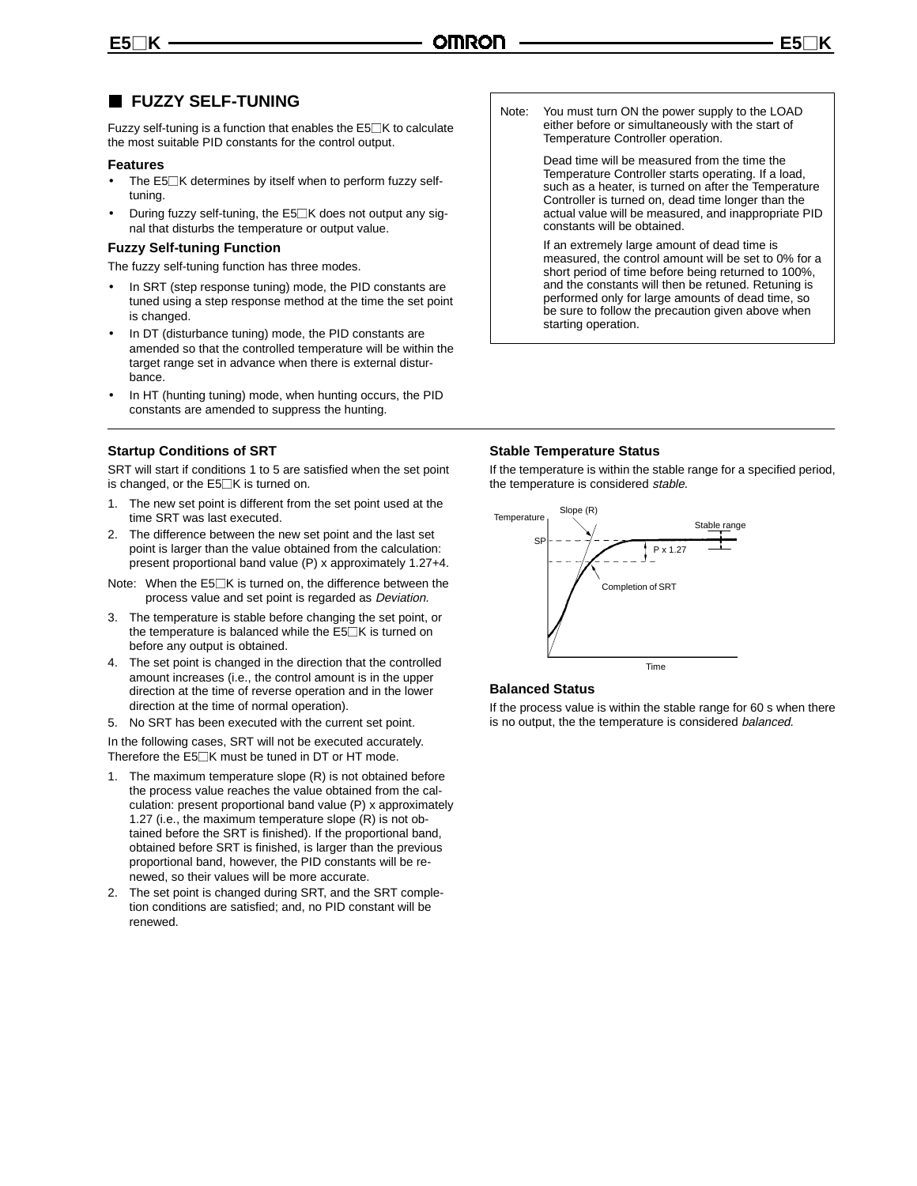## FUZZY SELF-TUNING

Fuzzy self-tuning is a function that enables the E5□K to calculate the most suitable PID constants for the control output.

### Features

- The E5□K determines by itself when to perform fuzzy self-tuning.
- During fuzzy self-tuning, the E5□K does not output any signal that disturbs the temperature or output value.

### Fuzzy Self-tuning Function

The fuzzy self-tuning function has three modes.

- In SRT (step response tuning) mode, the PID constants are tuned using a step response method at the time the set point is changed.
- In DT (disturbance tuning) mode, the PID constants are amended so that the controlled temperature will be within the target range set in advance when there is external disturbance.
- In HT (hunting tuning) mode, when hunting occurs, the PID constants are amended to suppress the hunting.

Note: You must turn ON the power supply to the LOAD either before or simultaneously with the start of Temperature Controller operation.

Dead time will be measured from the time the Temperature Controller starts operating. If a load, such as a heater, is turned on after the Temperature Controller is turned on, dead time longer than the actual value will be measured, and inappropriate PID constants will be obtained.

If an extremely large amount of dead time is measured, the control amount will be set to 0% for a short period of time before being returned to 100%, and the constants will then be retuned. Retuning is performed only for large amounts of dead time, so be sure to follow the precaution given above when starting operation.

### Startup Conditions of SRT

SRT will start if conditions 1 to 5 are satisfied when the set point is changed, or the E5□K is turned on.

1. The new set point is different from the set point used at the time SRT was last executed.
2. The difference between the new set point and the last set point is larger than the value obtained from the calculation: present proportional band value (P) x approximately 1.27+4.

Note: When the E5□K is turned on, the difference between the process value and set point is regarded as *Deviation.*

3. The temperature is stable before changing the set point, or the temperature is balanced while the E5□K is turned on before any output is obtained.
4. The set point is changed in the direction that the controlled amount increases (i.e., the control amount is in the upper direction at the time of reverse operation and in the lower direction at the time of normal operation).
5. No SRT has been executed with the current set point.

In the following cases, SRT will not be executed accurately. Therefore the E5□K must be tuned in DT or HT mode.

1. The maximum temperature slope (R) is not obtained before the process value reaches the value obtained from the calculation: present proportional band value (P) x approximately 1.27 (i.e., the maximum temperature slope (R) is not obtained before the SRT is finished). If the proportional band, obtained before SRT is finished, is larger than the previous proportional band, however, the PID constants will be renewed, so their values will be more accurate.
2. The set point is changed during SRT, and the SRT completion conditions are satisfied; and, no PID constant will be renewed.

### Stable Temperature Status

If the temperature is within the stable range for a specified period, the temperature is considered *stable.*

### Balanced Status

If the process value is within the stable range for 60 s when there is no output, the the temperature is considered *balanced.*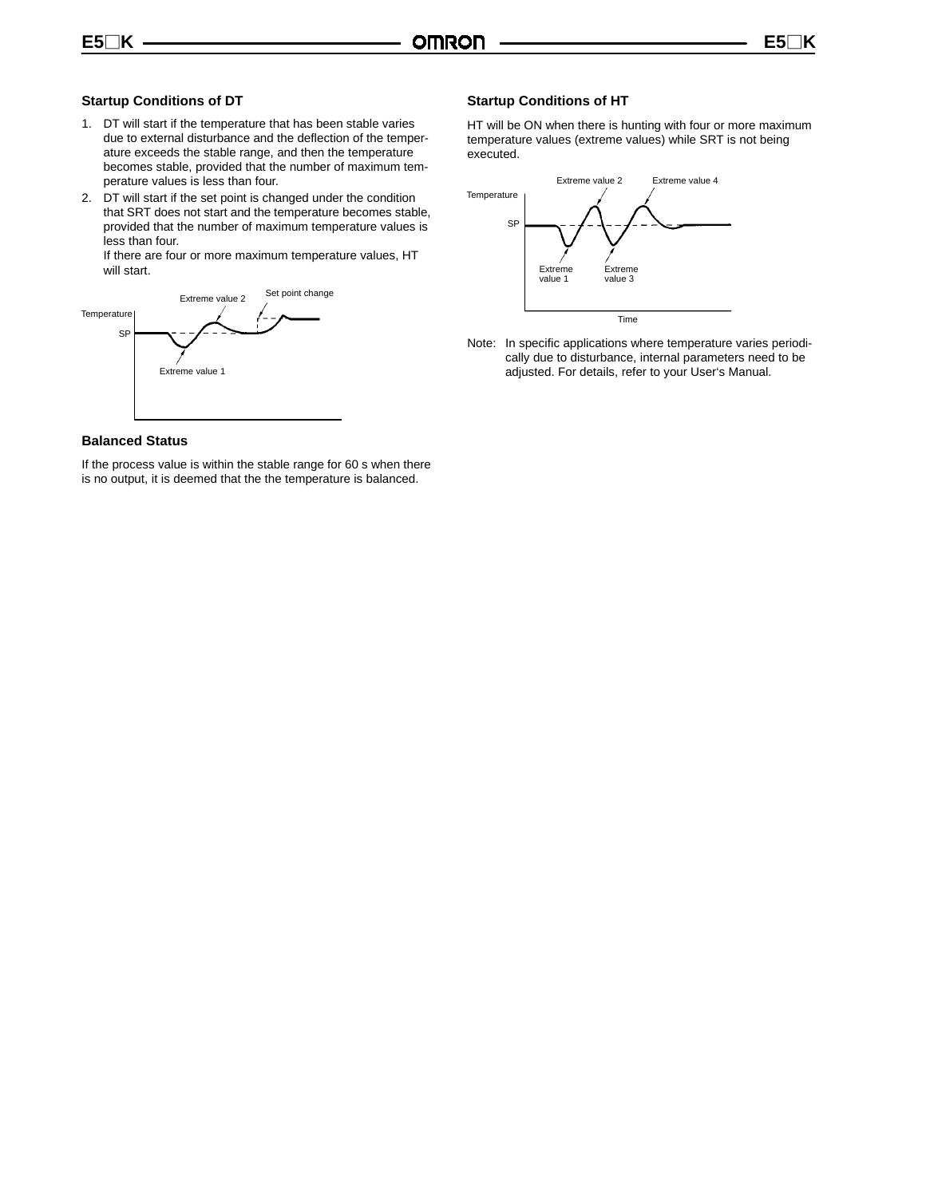### Startup Conditions of DT

1. DT will start if the temperature that has been stable varies due to external disturbance and the deflection of the temperature exceeds the stable range, and then the temperature becomes stable, provided that the number of maximum temperature values is less than four.
2. DT will start if the set point is changed under the condition that SRT does not start and the temperature becomes stable, provided that the number of maximum temperature values is less than four.

   If there are four or more maximum temperature values, HT will start.

### Balanced Status

If the process value is within the stable range for 60 s when there is no output, it is deemed that the the temperature is balanced.

### Startup Conditions of HT

HT will be ON when there is hunting with four or more maximum temperature values (extreme values) while SRT is not being executed.

Note: In specific applications where temperature varies periodically due to disturbance, internal parameters need to be adjusted. For details, refer to your User's Manual.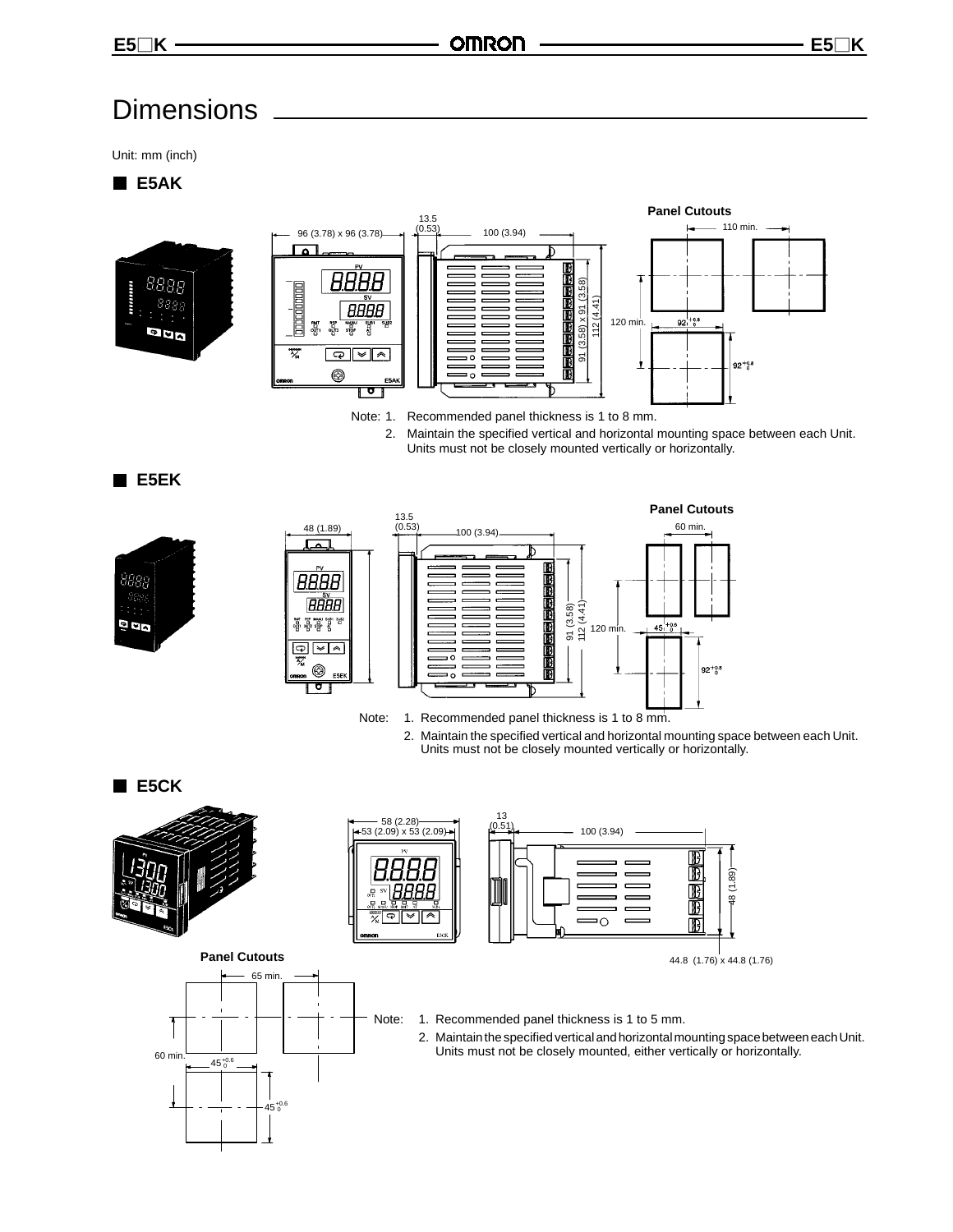# Dimensions

Unit: mm (inch)

## E5AK

96 (3.78) x 96 (3.78)

13.5 (0.53)

100 (3.94)

91 (3.58) x 91 (3.58)

112 (4.41)

**Panel Cutouts**

110 min.

120 min.

$92^{+0.8}_{0}$

$92^{+0.8}_{0}$

Note: 1. Recommended panel thickness is 1 to 8 mm.

2. Maintain the specified vertical and horizontal mounting space between each Unit. Units must not be closely mounted vertically or horizontally.

## E5EK

48 (1.89)

13.5 (0.53)

100 (3.94)

91 (3.58)

112 (4.41)

**Panel Cutouts**

60 min.

120 min.

$45^{+0.6}_{0}$

$92^{+0.8}_{0}$

Note: 1. Recommended panel thickness is 1 to 8 mm.

2. Maintain the specified vertical and horizontal mounting space between each Unit. Units must not be closely mounted vertically or horizontally.

## E5CK

58 (2.28)

53 (2.09) x 53 (2.09)

13 (0.51)

100 (3.94)

48 (1.89)

44.8 (1.76) x 44.8 (1.76)

**Panel Cutouts**

65 min.

60 min.

$45^{+0.6}_{0}$

$45^{+0.6}_{0}$

Note: 1. Recommended panel thickness is 1 to 5 mm.

2. Maintain the specified vertical and horizontal mounting space between each Unit. Units must not be closely mounted, either vertically or horizontally.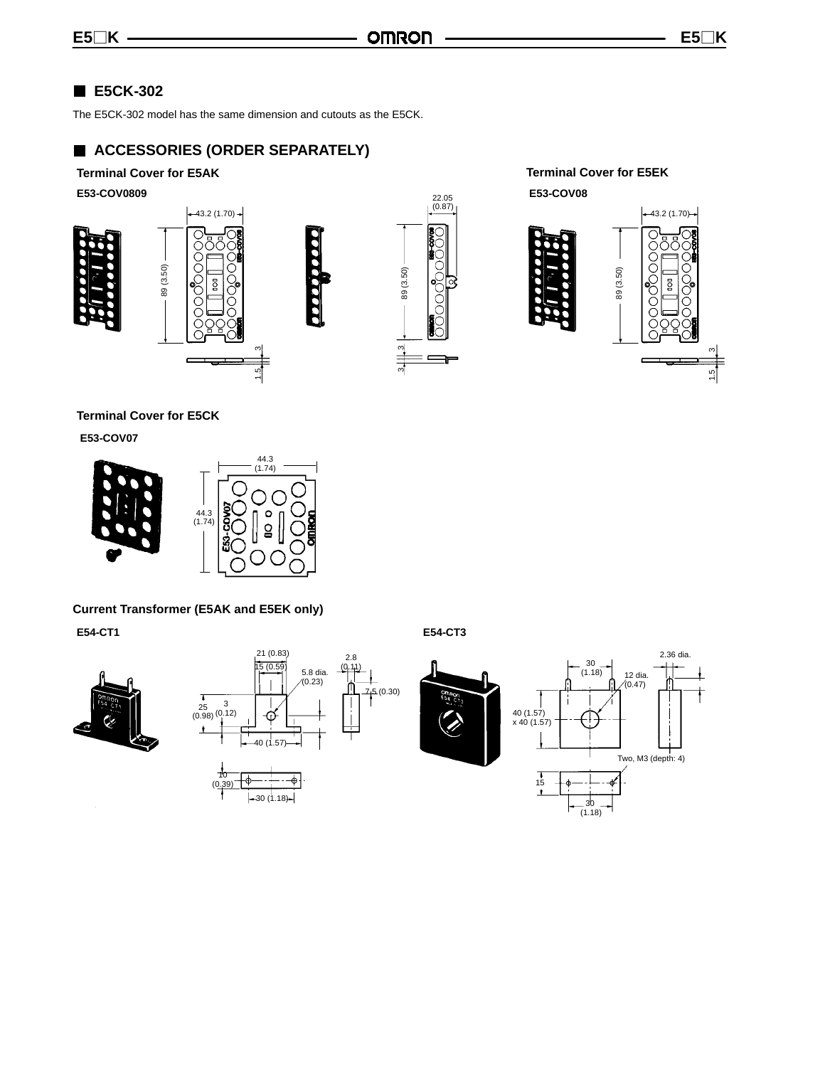## E5CK-302

The E5CK-302 model has the same dimension and cutouts as the E5CK.

## ACCESSORIES (ORDER SEPARATELY)

### Terminal Cover for E5AK

**E53-COV0809**

43.2 (1.70)

89 (3.50)

3

1.5

22.05 (0.87)

89 (3.50)

3

3

### Terminal Cover for E5EK

**E53-COV08**

43.2 (1.70)

89 (3.50)

3

1.5

### Terminal Cover for E5CK

**E53-COV07**

44.3 (1.74)

44.3 (1.74)

### Current Transformer (E5AK and E5EK only)

**E54-CT1**

21 (0.83)

15 (0.59)

5.8 dia. (0.23)

2.8 (0.11)

7.5 (0.30)

25 (0.98)

3 (0.12)

40 (1.57)

10 (0.39)

30 (1.18)

**E54-CT3**

30 (1.18)

12 dia. (0.47)

2.36 dia.

40 (1.57) x 40 (1.57)

Two, M3 (depth: 4)

15

30 (1.18)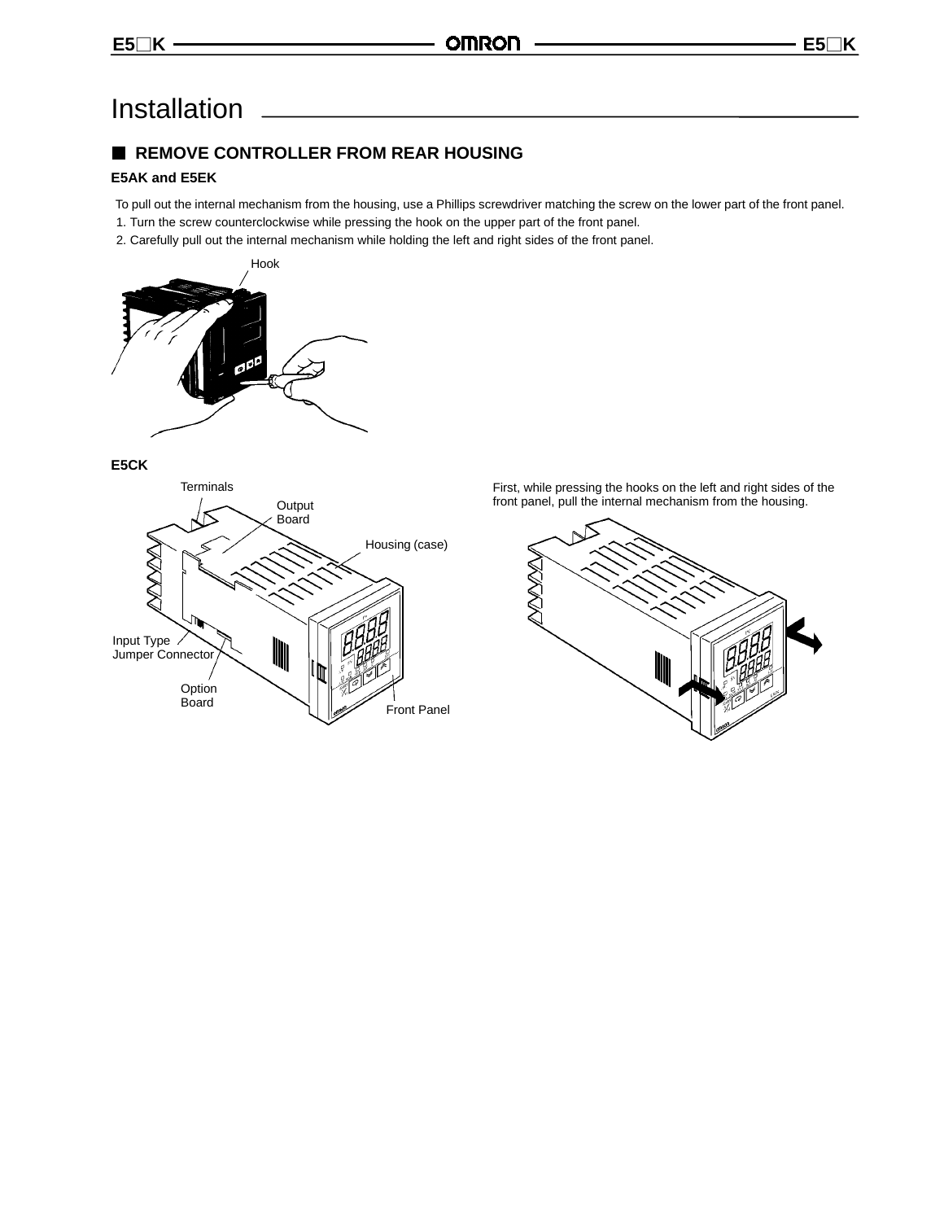# Installation

## REMOVE CONTROLLER FROM REAR HOUSING

### E5AK and E5EK

To pull out the internal mechanism from the housing, use a Phillips screwdriver matching the screw on the lower part of the front panel.

1. Turn the screw counterclockwise while pressing the hook on the upper part of the front panel.
2. Carefully pull out the internal mechanism while holding the left and right sides of the front panel.

Hook

### E5CK

Terminals

Output Board

Housing (case)

Input Type Jumper Connector

Option Board

Front Panel

First, while pressing the hooks on the left and right sides of the front panel, pull the internal mechanism from the housing.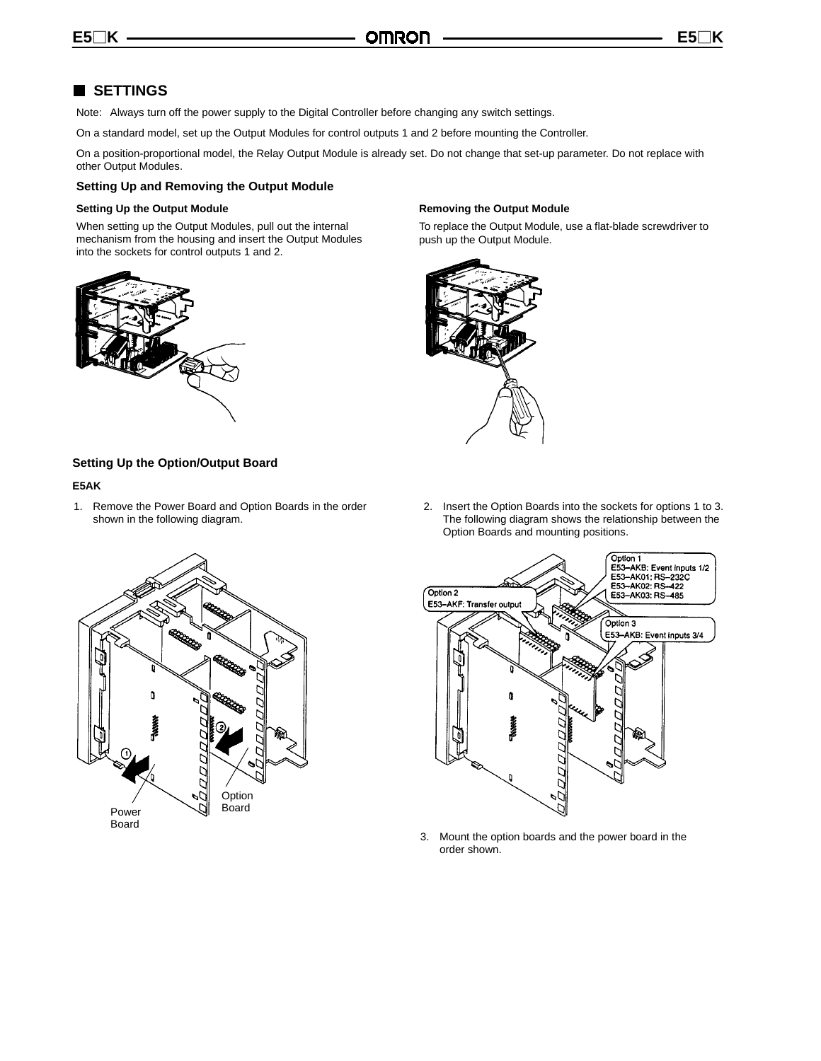## SETTINGS

Note: Always turn off the power supply to the Digital Controller before changing any switch settings.

On a standard model, set up the Output Modules for control outputs 1 and 2 before mounting the Controller.

On a position-proportional model, the Relay Output Module is already set. Do not change that set-up parameter. Do not replace with other Output Modules.

### Setting Up and Removing the Output Module

#### Setting Up the Output Module

When setting up the Output Modules, pull out the internal mechanism from the housing and insert the Output Modules into the sockets for control outputs 1 and 2.

#### Removing the Output Module

To replace the Output Module, use a flat-blade screwdriver to push up the Output Module.

### Setting Up the Option/Output Board

#### E5AK

1. Remove the Power Board and Option Boards in the order shown in the following diagram.

Power Board

Option Board

2. Insert the Option Boards into the sockets for options 1 to 3. The following diagram shows the relationship between the Option Boards and mounting positions.

Option 1
E53-AKB: Event inputs 1/2
E53-AK01: RS-232C
E53-AK02: RS-422
E53-AK03: RS-485

Option 2
E53-AKF: Transfer output

Option 3
E53-AKB: Event inputs 3/4

3. Mount the option boards and the power board in the order shown.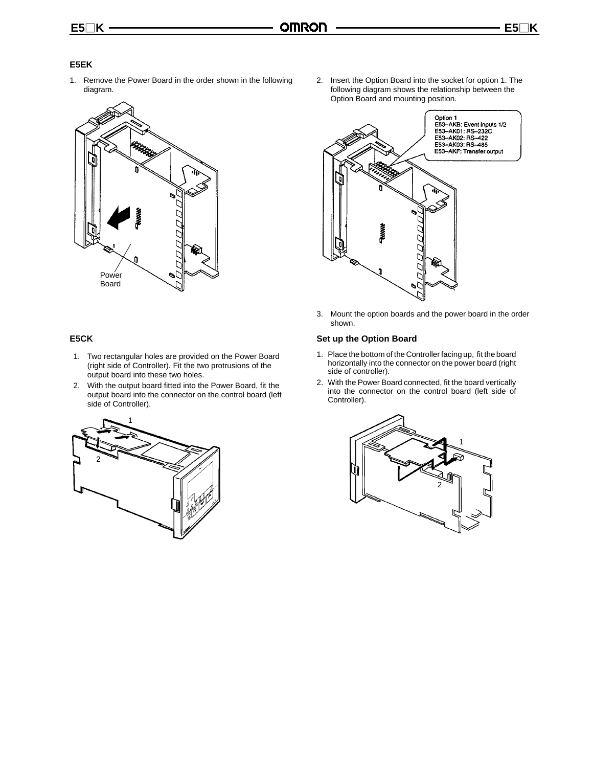### E5EK

1. Remove the Power Board in the order shown in the following diagram.

Power Board

2. Insert the Option Board into the socket for option 1. The following diagram shows the relationship between the Option Board and mounting position.

Option 1
E53-AKB: Event inputs 1/2
E53-AK01: RS-232C
E53-AK02: RS-422
E53-AK03: RS-485
E53-AKF: Transfer output

3. Mount the option boards and the power board in the order shown.

### E5CK

1. Two rectangular holes are provided on the Power Board (right side of Controller). Fit the two protrusions of the output board into these two holes.
2. With the output board fitted into the Power Board, fit the output board into the connector on the control board (left side of Controller).

#### Set up the Option Board

1. Place the bottom of the Controller facing up, fit the board horizontally into the connector on the power board (right side of controller).
2. With the Power Board connected, fit the board vertically into the connector on the control board (left side of Controller).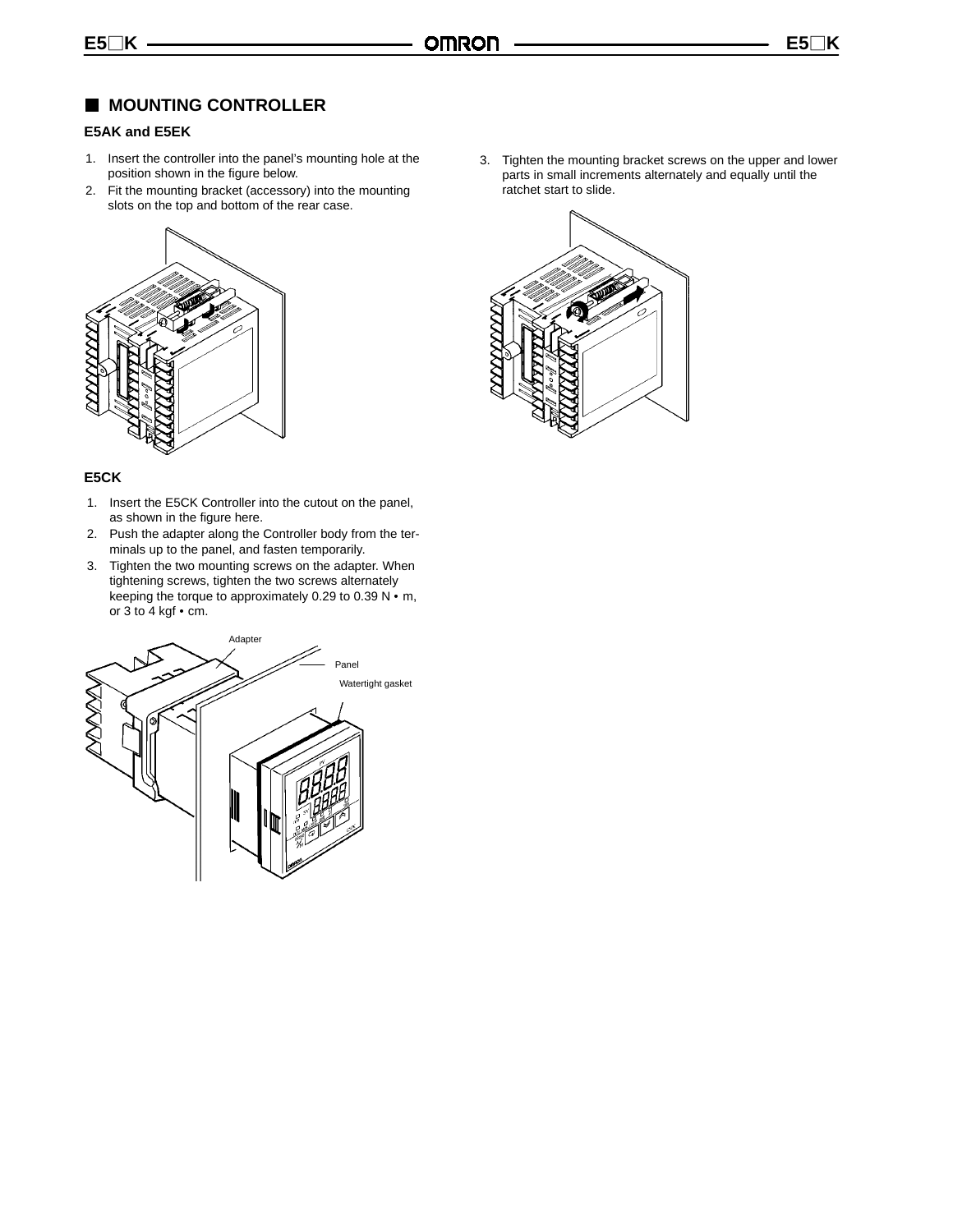## MOUNTING CONTROLLER

### E5AK and E5EK

1. Insert the controller into the panel's mounting hole at the position shown in the figure below.
2. Fit the mounting bracket (accessory) into the mounting slots on the top and bottom of the rear case.
3. Tighten the mounting bracket screws on the upper and lower parts in small increments alternately and equally until the ratchet start to slide.

### E5CK

1. Insert the E5CK Controller into the cutout on the panel, as shown in the figure here.
2. Push the adapter along the Controller body from the terminals up to the panel, and fasten temporarily.
3. Tighten the two mounting screws on the adapter. When tightening screws, tighten the two screws alternately keeping the torque to approximately 0.29 to 0.39 N • m, or 3 to 4 kgf • cm.

Adapter

Panel

Watertight gasket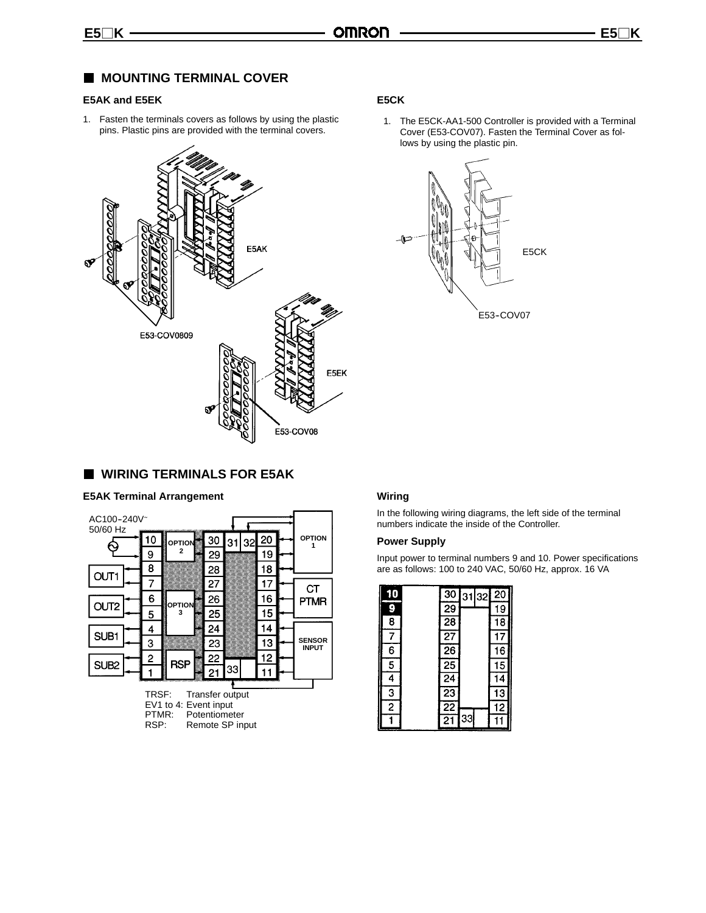## MOUNTING TERMINAL COVER

### E5AK and E5EK

1. Fasten the terminals covers as follows by using the plastic pins. Plastic pins are provided with the terminal covers.

E5AK

E53-COV0809

E5EK

E53-COV08

### E5CK

1. The E5CK-AA1-500 Controller is provided with a Terminal Cover (E53-COV07). Fasten the Terminal Cover as follows by using the plastic pin.

E5CK

E53-COV07

## WIRING TERMINALS FOR E5AK

### E5AK Terminal Arrangement

AC100-240V~ 50/60 Hz

OUT1, OUT2, SUB1, SUB2, OPTION 2, OPTION 3, RSP, OPTION 1, CT PTMR, SENSOR INPUT

TRSF: Transfer output
EV1 to 4: Event input
PTMR: Potentiometer
RSP: Remote SP input

### Wiring

In the following wiring diagrams, the left side of the terminal numbers indicate the inside of the Controller.

#### Power Supply

Input power to terminal numbers 9 and 10. Power specifications are as follows: 100 to 240 VAC, 50/60 Hz, approx. 16 VA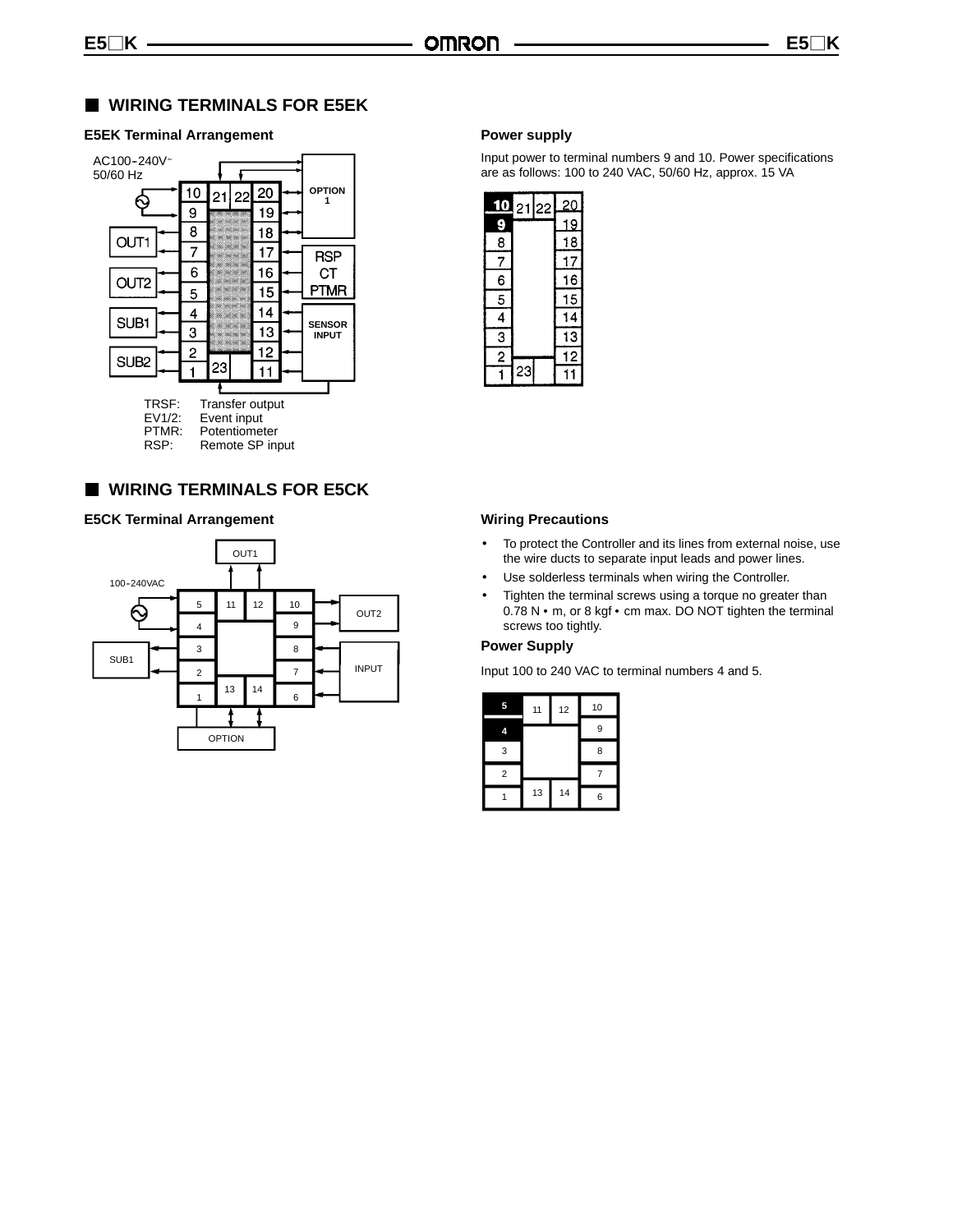## WIRING TERMINALS FOR E5EK

### E5EK Terminal Arrangement

AC100–240V~
50/60 Hz

OUT1, OUT2, SUB1, SUB2, OPTION 1, RSP CT PTMR, SENSOR INPUT

TRSF: Transfer output
EV1/2: Event input
PTMR: Potentiometer
RSP: Remote SP input

### Power supply

Input power to terminal numbers 9 and 10. Power specifications are as follows: 100 to 240 VAC, 50/60 Hz, approx. 15 VA

## WIRING TERMINALS FOR E5CK

### E5CK Terminal Arrangement

100–240VAC

OUT1, OUT2, SUB1, INPUT, OPTION

### Wiring Precautions

- To protect the Controller and its lines from external noise, use the wire ducts to separate input leads and power lines.
- Use solderless terminals when wiring the Controller.
- Tighten the terminal screws using a torque no greater than 0.78 N • m, or 8 kgf • cm max. DO NOT tighten the terminal screws too tightly.

### Power Supply

Input 100 to 240 VAC to terminal numbers 4 and 5.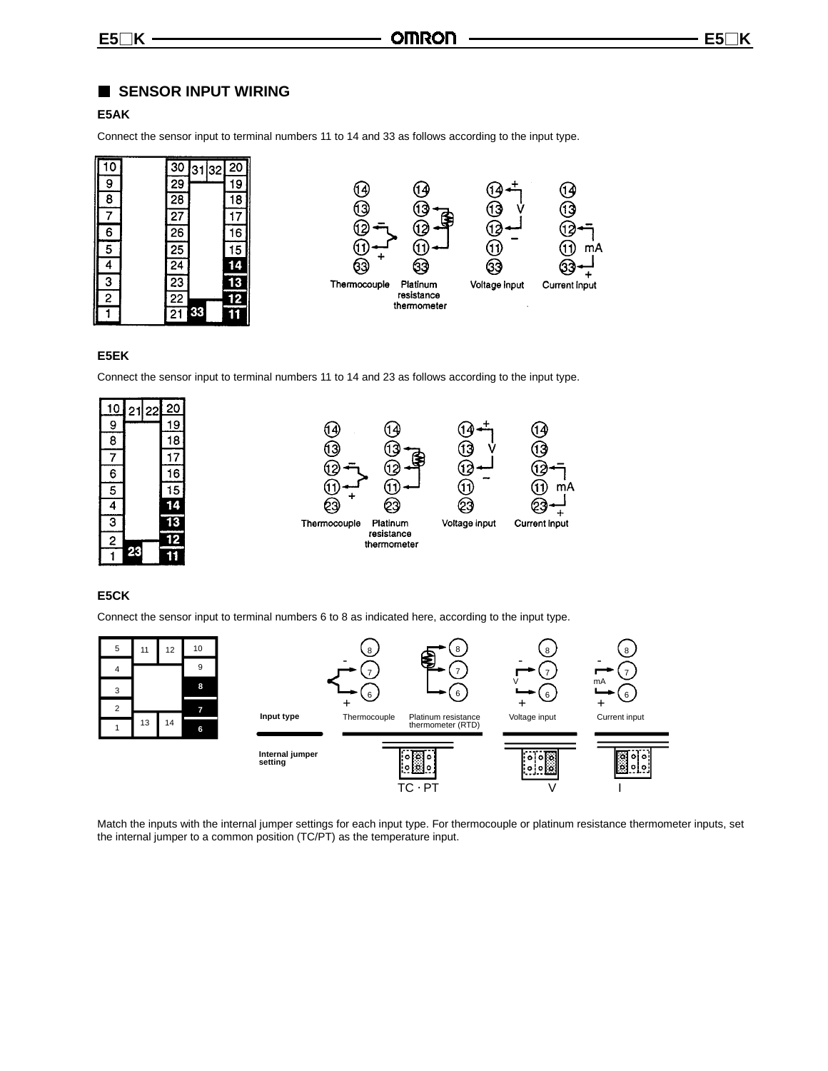## SENSOR INPUT WIRING

### E5AK

Connect the sensor input to terminal numbers 11 to 14 and 33 as follows according to the input type.

Thermocouple | Platinum resistance thermometer | Voltage input | Current input

### E5EK

Connect the sensor input to terminal numbers 11 to 14 and 23 as follows according to the input type.

Thermocouple | Platinum resistance thermometer | Voltage input | Current input

### E5CK

Connect the sensor input to terminal numbers 6 to 8 as indicated here, according to the input type.

| Input type | Thermocouple | Platinum resistance thermometer (RTD) | Voltage input | Current input |
|---|---|---|---|---|
| Internal jumper setting | TC · PT | | V | I |

Match the inputs with the internal jumper settings for each input type. For thermocouple or platinum resistance thermometer inputs, set the internal jumper to a common position (TC/PT) as the temperature input.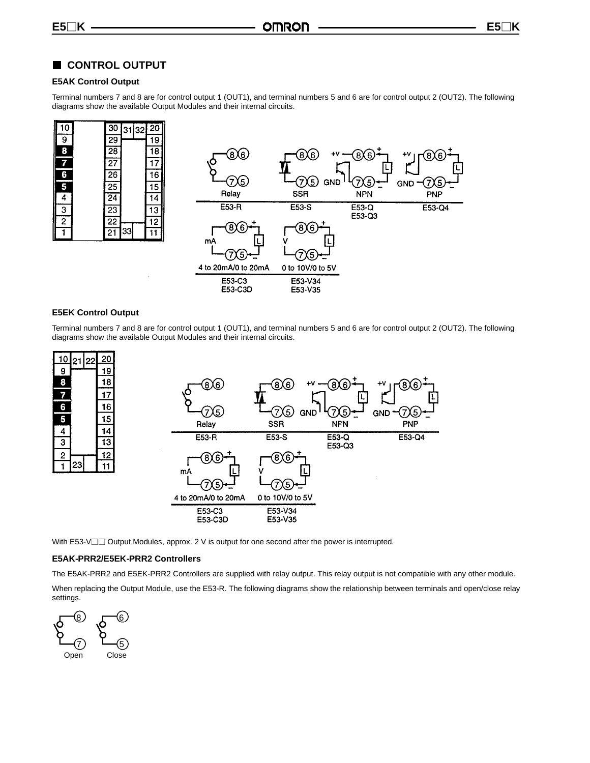## CONTROL OUTPUT

### E5AK Control Output

Terminal numbers 7 and 8 are for control output 1 (OUT1), and terminal numbers 5 and 6 are for control output 2 (OUT2). The following diagrams show the available Output Modules and their internal circuits.

| Relay | SSR | NPN | PNP |
| --- | --- | --- | --- |
| E53-R | E53-S | E53-Q<br>E53-Q3 | E53-Q4 |

| 4 to 20mA/0 to 20mA | 0 to 10V/0 to 5V |
| --- | --- |
| E53-C3<br>E53-C3D | E53-V34<br>E53-V35 |

### E5EK Control Output

Terminal numbers 7 and 8 are for control output 1 (OUT1), and terminal numbers 5 and 6 are for control output 2 (OUT2). The following diagrams show the available Output Modules and their internal circuits.

| Relay | SSR | NPN | PNP |
| --- | --- | --- | --- |
| E53-R | E53-S | E53-Q<br>E53-Q3 | E53-Q4 |

| 4 to 20mA/0 to 20mA | 0 to 10V/0 to 5V |
| --- | --- |
| E53-C3<br>E53-C3D | E53-V34<br>E53-V35 |

With E53-V□□ Output Modules, approx. 2 V is output for one second after the power is interrupted.

### E5AK-PRR2/E5EK-PRR2 Controllers

The E5AK-PRR2 and E5EK-PRR2 Controllers are supplied with relay output. This relay output is not compatible with any other module.

When replacing the Output Module, use the E53-R. The following diagrams show the relationship between terminals and open/close relay settings.

Open (terminals 8, 7) Close (terminals 6, 5)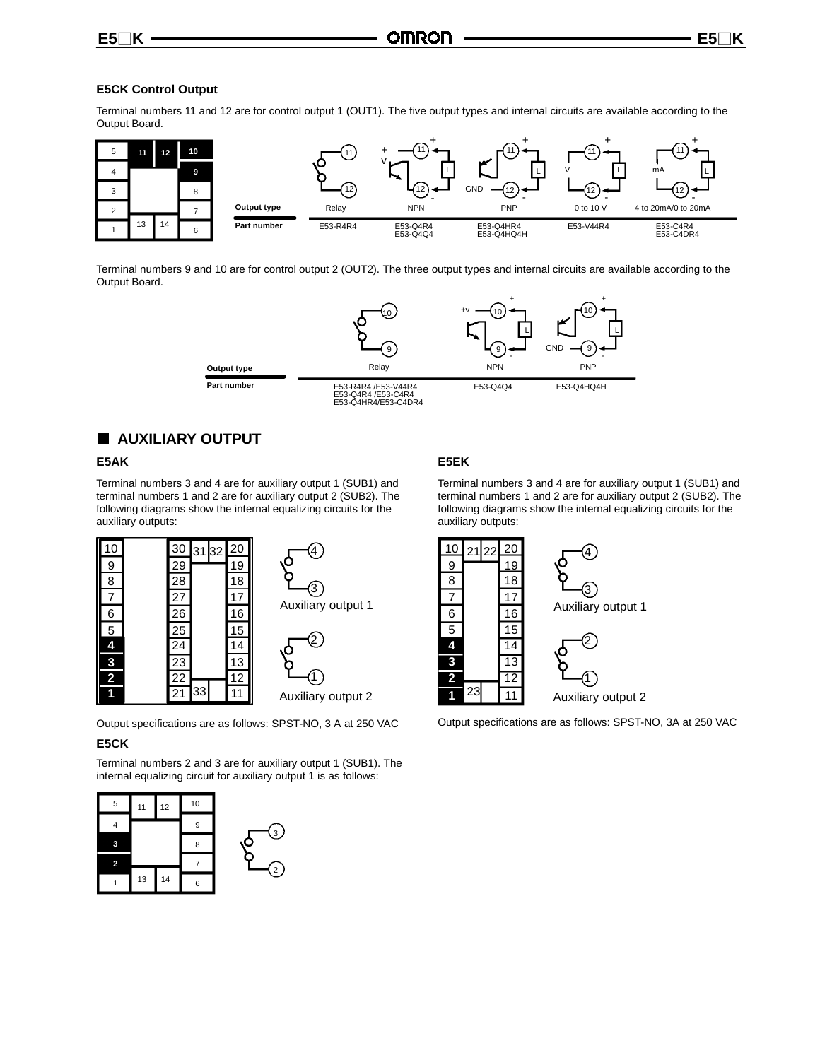### E5CK Control Output

Terminal numbers 11 and 12 are for control output 1 (OUT1). The five output types and internal circuits are available according to the Output Board.

| Output type | Relay | NPN | PNP | 0 to 10 V | 4 to 20mA/0 to 20mA |
|---|---|---|---|---|---|
| Part number | E53-R4R4 | E53-Q4R4<br>E53-Q4Q4 | E53-Q4HR4<br>E53-Q4HQ4H | E53-V44R4 | E53-C4R4<br>E53-C4DR4 |

Terminal numbers 9 and 10 are for control output 2 (OUT2). The three output types and internal circuits are available according to the Output Board.

| Output type | Relay | NPN | PNP |
|---|---|---|---|
| Part number | E53-R4R4 /E53-V44R4<br>E53-Q4R4 /E53-C4R4<br>E53-Q4HR4/E53-C4DR4 | E53-Q4Q4 | E53-Q4HQ4H |

## AUXILIARY OUTPUT

### E5AK

Terminal numbers 3 and 4 are for auxiliary output 1 (SUB1) and terminal numbers 1 and 2 are for auxiliary output 2 (SUB2). The following diagrams show the internal equalizing circuits for the auxiliary outputs:

Auxiliary output 1

Auxiliary output 2

Output specifications are as follows: SPST-NO, 3 A at 250 VAC

### E5CK

Terminal numbers 2 and 3 are for auxiliary output 1 (SUB1). The internal equalizing circuit for auxiliary output 1 is as follows:

### E5EK

Terminal numbers 3 and 4 are for auxiliary output 1 (SUB1) and terminal numbers 1 and 2 are for auxiliary output 2 (SUB2). The following diagrams show the internal equalizing circuits for the auxiliary outputs:

Auxiliary output 1

Auxiliary output 2

Output specifications are as follows: SPST-NO, 3A at 250 VAC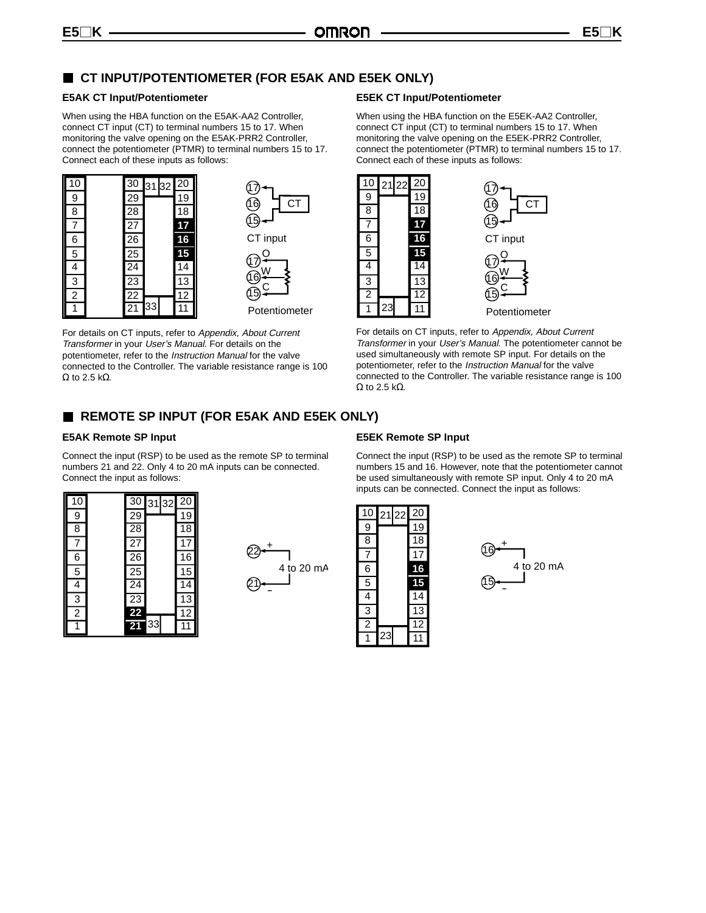## CT INPUT/POTENTIOMETER (FOR E5AK AND E5EK ONLY)

### E5AK CT Input/Potentiometer

When using the HBA function on the E5AK-AA2 Controller, connect CT input (CT) to terminal numbers 15 to 17. When monitoring the valve opening on the E5AK-PRR2 Controller, connect the potentiometer (PTMR) to terminal numbers 15 to 17. Connect each of these inputs as follows:

CT input

Potentiometer

For details on CT inputs, refer to *Appendix, About Current Transformer* in your *User's Manual*. For details on the potentiometer, refer to the *Instruction Manual* for the valve connected to the Controller. The variable resistance range is 100 Ω to 2.5 kΩ.

### E5EK CT Input/Potentiometer

When using the HBA function on the E5EK-AA2 Controller, connect CT input (CT) to terminal numbers 15 to 17. When monitoring the valve opening on the E5EK-PRR2 Controller, connect the potentiometer (PTMR) to terminal numbers 15 to 17. Connect each of these inputs as follows:

CT input

Potentiometer

For details on CT inputs, refer to *Appendix, About Current Transformer* in your *User's Manual*. The potentiometer cannot be used simultaneously with remote SP input. For details on the potentiometer, refer to the *Instruction Manual* for the valve connected to the Controller. The variable resistance range is 100 Ω to 2.5 kΩ.

## REMOTE SP INPUT (FOR E5AK AND E5EK ONLY)

### E5AK Remote SP Input

Connect the input (RSP) to be used as the remote SP to terminal numbers 21 and 22. Only 4 to 20 mA inputs can be connected. Connect the input as follows:

4 to 20 mA

### E5EK Remote SP Input

Connect the input (RSP) to be used as the remote SP to terminal numbers 15 and 16. However, note that the potentiometer cannot be used simultaneously with remote SP input. Only 4 to 20 mA inputs can be connected. Connect the input as follows:

4 to 20 mA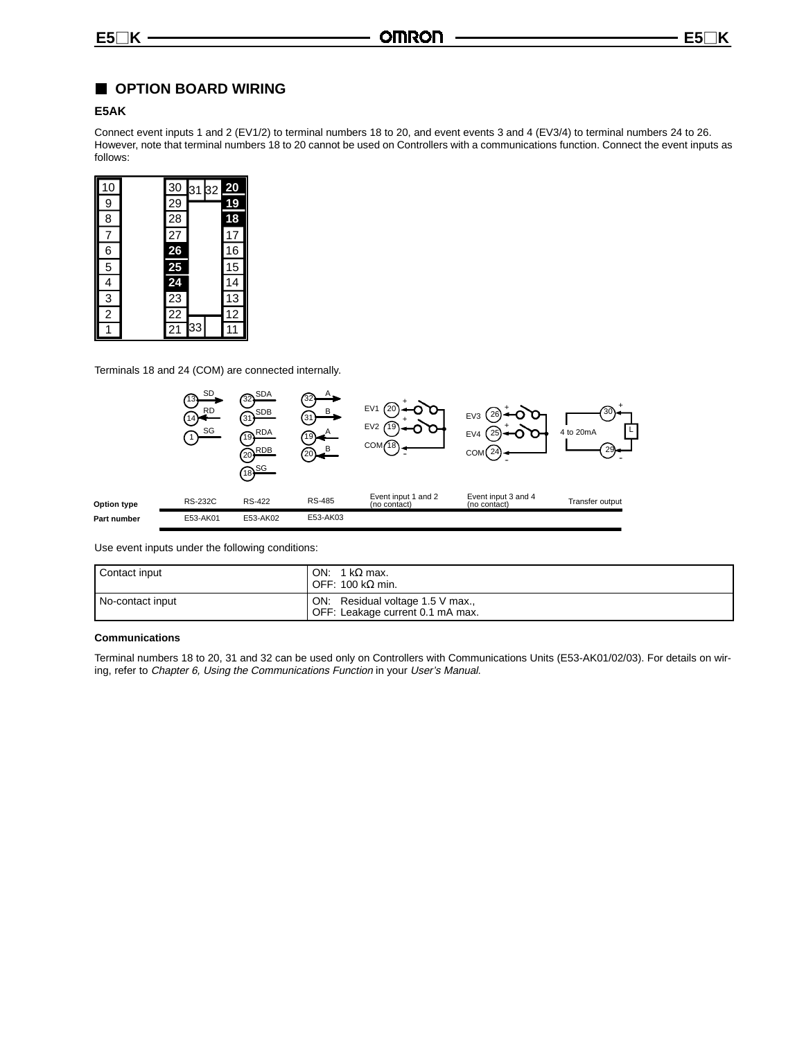## OPTION BOARD WIRING

### E5AK

Connect event inputs 1 and 2 (EV1/2) to terminal numbers 18 to 20, and event events 3 and 4 (EV3/4) to terminal numbers 24 to 26. However, note that terminal numbers 18 to 20 cannot be used on Controllers with a communications function. Connect the event inputs as follows:

Terminals 18 and 24 (COM) are connected internally.

| Option type | RS-232C | RS-422 | RS-485 | Event input 1 and 2 (no contact) | Event input 3 and 4 (no contact) | Transfer output |
|---|---|---|---|---|---|---|
| Part number | E53-AK01 | E53-AK02 | E53-AK03 | | | |

Use event inputs under the following conditions:

| Contact input | ON: 1 kΩ max.<br>OFF: 100 kΩ min. |
|---|---|
| No-contact input | ON: Residual voltage 1.5 V max.,<br>OFF: Leakage current 0.1 mA max. |

**Communications**

Terminal numbers 18 to 20, 31 and 32 can be used only on Controllers with Communications Units (E53-AK01/02/03). For details on wiring, refer to *Chapter 6, Using the Communications Function* in your *User's Manual*.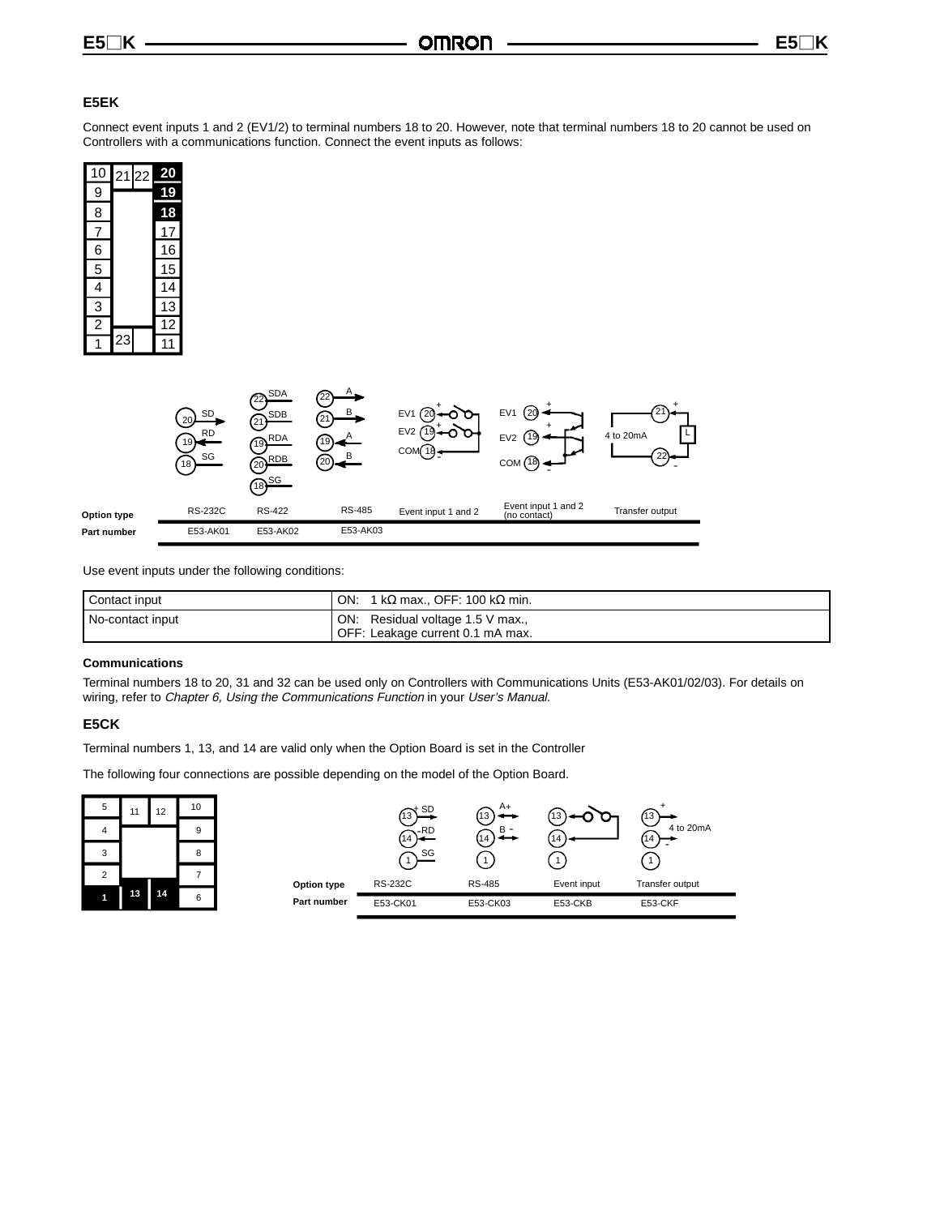## E5EK

Connect event inputs 1 and 2 (EV1/2) to terminal numbers 18 to 20. However, note that terminal numbers 18 to 20 cannot be used on Controllers with a communications function. Connect the event inputs as follows:

| Option type | RS-232C | RS-422 | RS-485 | Event input 1 and 2 | Event input 1 and 2 (no contact) | Transfer output |
|---|---|---|---|---|---|---|
| Part number | E53-AK01 | E53-AK02 | E53-AK03 | | | |

Use event inputs under the following conditions:

| Contact input | ON: 1 kΩ max., OFF: 100 kΩ min. |
|---|---|
| No-contact input | ON: Residual voltage 1.5 V max., OFF: Leakage current 0.1 mA max. |

### Communications

Terminal numbers 18 to 20, 31 and 32 can be used only on Controllers with Communications Units (E53-AK01/02/03). For details on wiring, refer to *Chapter 6, Using the Communications Function* in your *User's Manual*.

## E5CK

Terminal numbers 1, 13, and 14 are valid only when the Option Board is set in the Controller

The following four connections are possible depending on the model of the Option Board.

| Option type | RS-232C | RS-485 | Event input | Transfer output |
|---|---|---|---|---|
| Part number | E53-CK01 | E53-CK03 | E53-CKB | E53-CKF |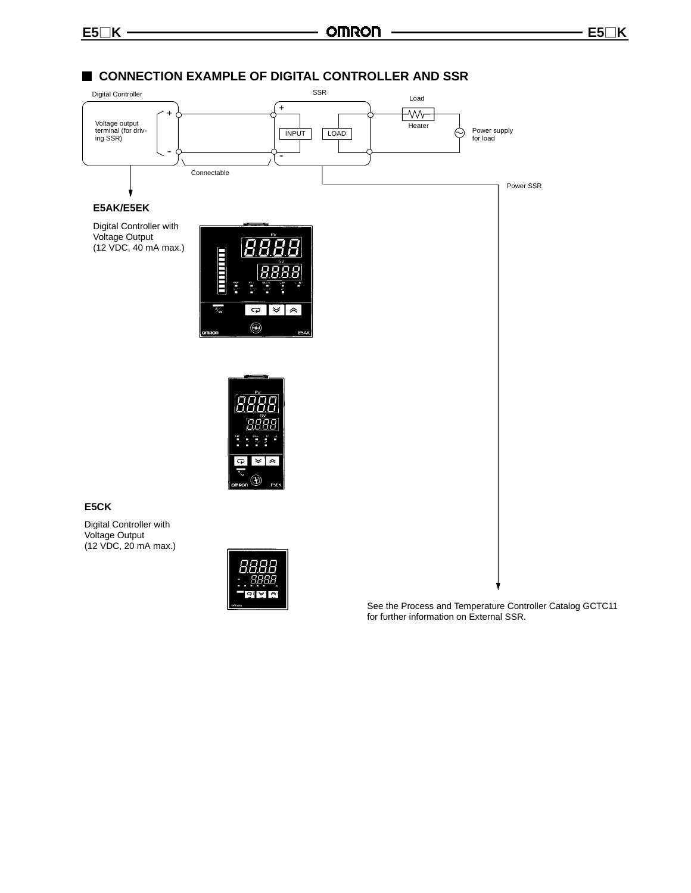## CONNECTION EXAMPLE OF DIGITAL CONTROLLER AND SSR

Digital Controller

Voltage output terminal (for driving SSR)

SSR

INPUT

LOAD

Load

Heater

Power supply for load

Connectable

Power SSR

**E5AK/E5EK**

Digital Controller with Voltage Output (12 VDC, 40 mA max.)

**E5CK**

Digital Controller with Voltage Output (12 VDC, 20 mA max.)

See the Process and Temperature Controller Catalog GCTC11 for further information on External SSR.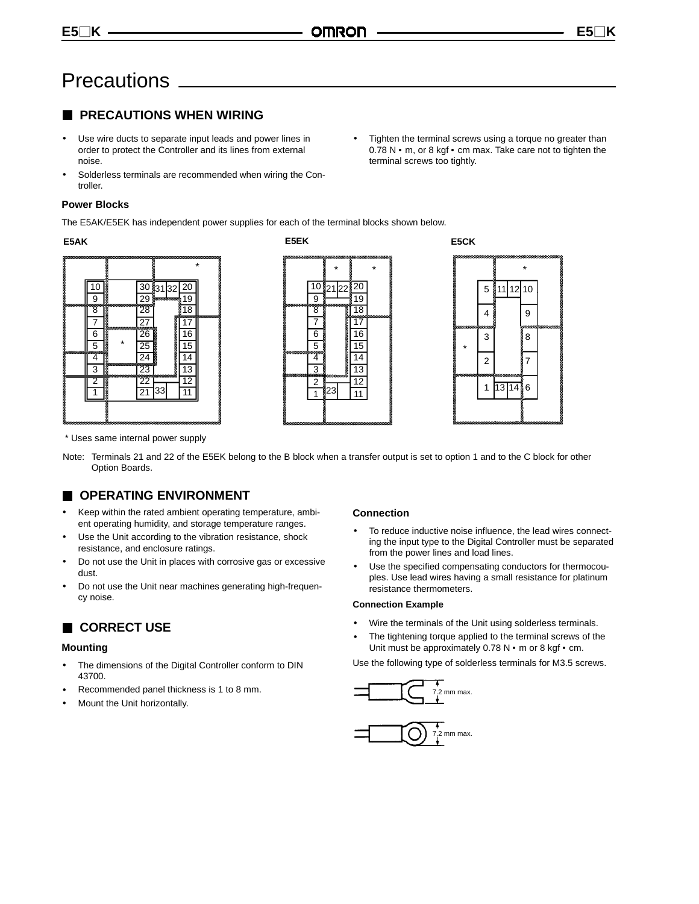# Precautions

## PRECAUTIONS WHEN WIRING

- Use wire ducts to separate input leads and power lines in order to protect the Controller and its lines from external noise.
- Solderless terminals are recommended when wiring the Controller.
- Tighten the terminal screws using a torque no greater than 0.78 N • m, or 8 kgf • cm max. Take care not to tighten the terminal screws too tightly.

### Power Blocks

The E5AK/E5EK has independent power supplies for each of the terminal blocks shown below.

E5AK

E5EK

E5CK

* Uses same internal power supply

Note: Terminals 21 and 22 of the E5EK belong to the B block when a transfer output is set to option 1 and to the C block for other Option Boards.

## OPERATING ENVIRONMENT

- Keep within the rated ambient operating temperature, ambient operating humidity, and storage temperature ranges.
- Use the Unit according to the vibration resistance, shock resistance, and enclosure ratings.
- Do not use the Unit in places with corrosive gas or excessive dust.
- Do not use the Unit near machines generating high-frequency noise.

## CORRECT USE

### Mounting

- The dimensions of the Digital Controller conform to DIN 43700.
- Recommended panel thickness is 1 to 8 mm.
- Mount the Unit horizontally.

### Connection

- To reduce inductive noise influence, the lead wires connecting the input type to the Digital Controller must be separated from the power lines and load lines.
- Use the specified compensating conductors for thermocouples. Use lead wires having a small resistance for platinum resistance thermometers.

#### Connection Example

- Wire the terminals of the Unit using solderless terminals.
- The tightening torque applied to the terminal screws of the Unit must be approximately 0.78 N • m or 8 kgf • cm.

Use the following type of solderless terminals for M3.5 screws.

7.2 mm max.

7.2 mm max.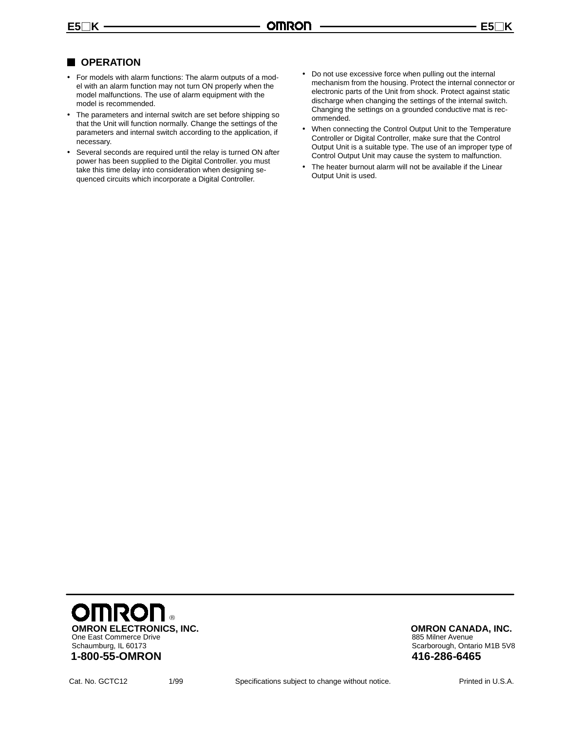## OPERATION

- For models with alarm functions: The alarm outputs of a model with an alarm function may not turn ON properly when the model malfunctions. The use of alarm equipment with the model is recommended.
- The parameters and internal switch are set before shipping so that the Unit will function normally. Change the settings of the parameters and internal switch according to the application, if necessary.
- Several seconds are required until the relay is turned ON after power has been supplied to the Digital Controller. you must take this time delay into consideration when designing sequenced circuits which incorporate a Digital Controller.
- Do not use excessive force when pulling out the internal mechanism from the housing. Protect the internal connector or electronic parts of the Unit from shock. Protect against static discharge when changing the settings of the internal switch. Changing the settings on a grounded conductive mat is recommended.
- When connecting the Control Output Unit to the Temperature Controller or Digital Controller, make sure that the Control Output Unit is a suitable type. The use of an improper type of Control Output Unit may cause the system to malfunction.
- The heater burnout alarm will not be available if the Linear Output Unit is used.

---

**OMRON** ®

**OMRON ELECTRONICS, INC.**
One East Commerce Drive
Schaumburg, IL 60173
**1-800-55-OMRON**

**OMRON CANADA, INC.**
885 Milner Avenue
Scarborough, Ontario M1B 5V8
**416-286-6465**

Cat. No. GCTC12 1/99 Specifications subject to change without notice. Printed in U.S.A.